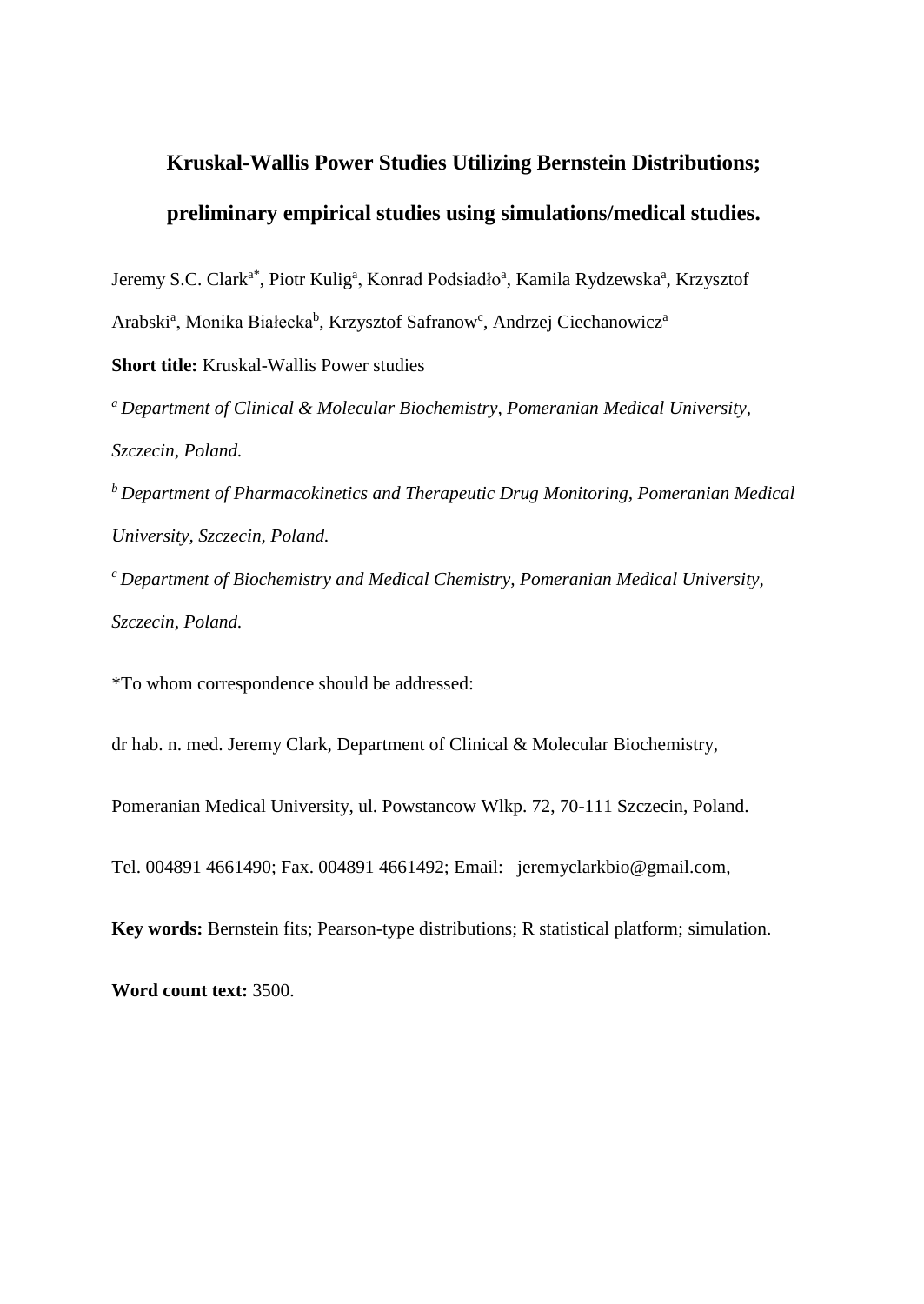# Kruskal-Wallis Power Studies Utilizing Bernstein Distributions; preliminary empirical studies using simulations/medical studies.

Jeremy S.C. Clark[a*], Piotr Kulig[a], Konrad Podsiadło[a], Kamila Rydzewska[a], Krzysztof Arabski[a], Monika Białecka[b], Krzysztof Safranow[c], Andrzej Ciechanowicz[a]

**Short title:** Kruskal-Wallis Power studies

[a] *Department of Clinical & Molecular Biochemistry, Pomeranian Medical University, Szczecin, Poland.*

[b] *Department of Pharmacokinetics and Therapeutic Drug Monitoring, Pomeranian Medical University, Szczecin, Poland.*

[c] *Department of Biochemistry and Medical Chemistry, Pomeranian Medical University, Szczecin, Poland.*

*To whom correspondence should be addressed:

dr hab. n. med. Jeremy Clark, Department of Clinical & Molecular Biochemistry,

Pomeranian Medical University, ul. Powstancow Wlkp. 72, 70-111 Szczecin, Poland.

Tel. 004891 4661490; Fax. 004891 4661492; Email: jeremyclarkbio@gmail.com,

**Key words:** Bernstein fits; Pearson-type distributions; R statistical platform; simulation.

**Word count text:** 3500.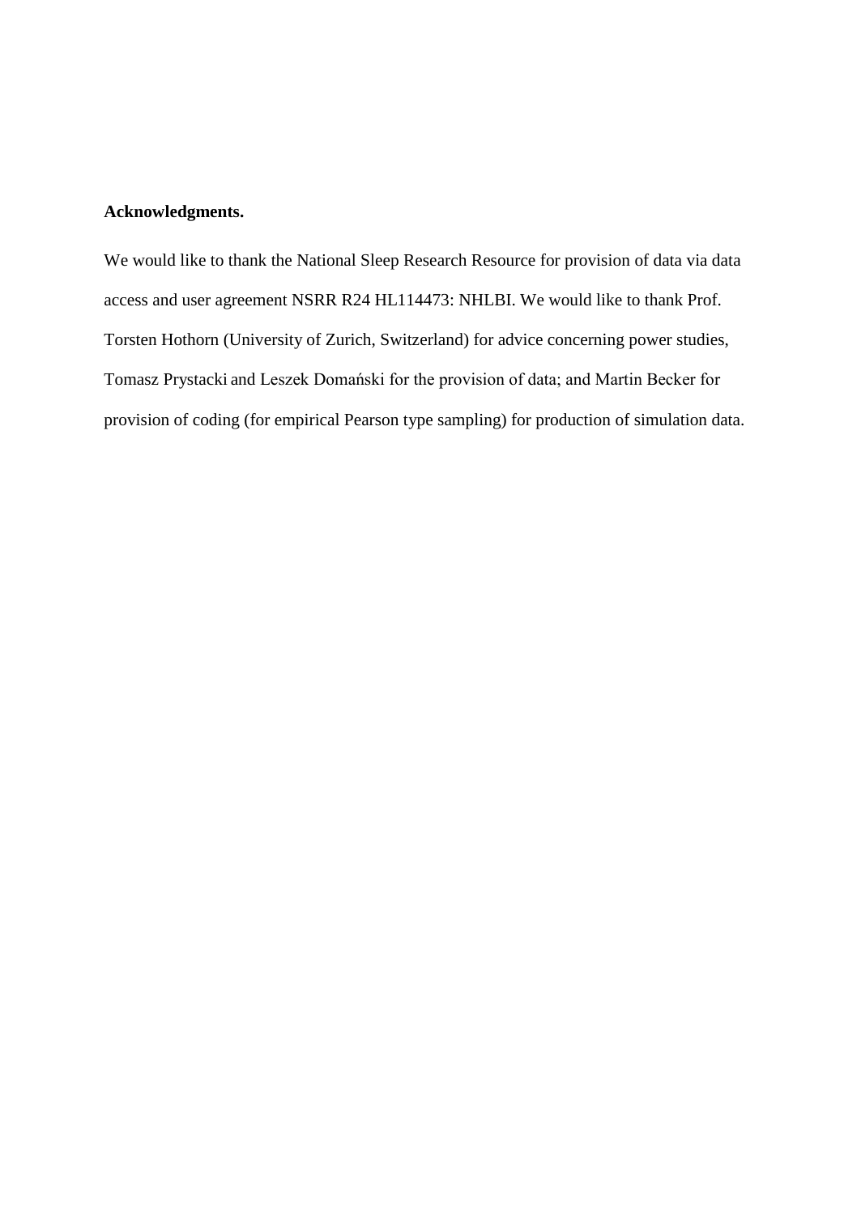**Acknowledgments.**

We would like to thank the National Sleep Research Resource for provision of data via data access and user agreement NSRR R24 HL114473: NHLBI. We would like to thank Prof. Torsten Hothorn (University of Zurich, Switzerland) for advice concerning power studies, Tomasz Prystacki and Leszek Domański for the provision of data; and Martin Becker for provision of coding (for empirical Pearson type sampling) for production of simulation data.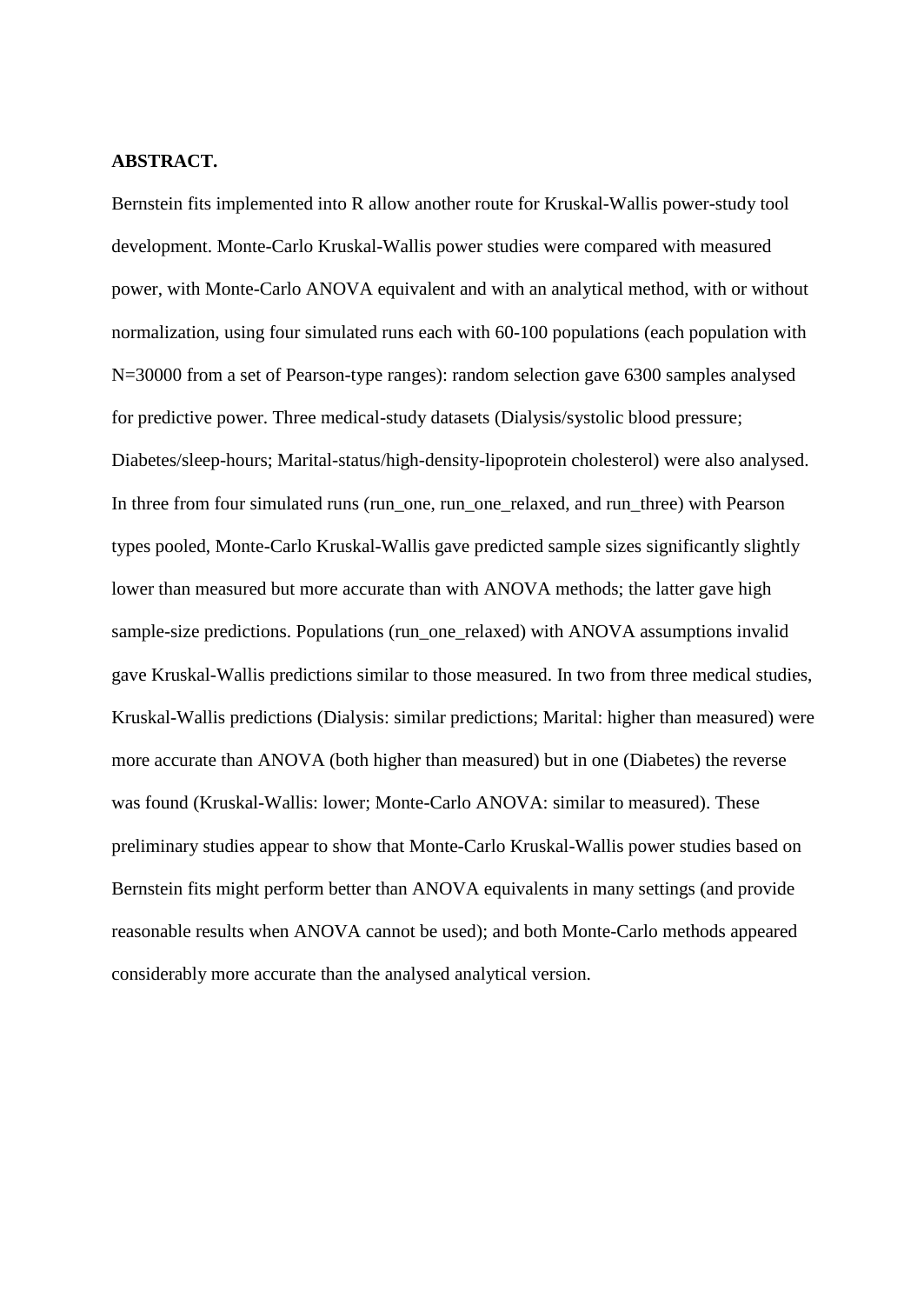**ABSTRACT.**

Bernstein fits implemented into R allow another route for Kruskal-Wallis power-study tool development. Monte-Carlo Kruskal-Wallis power studies were compared with measured power, with Monte-Carlo ANOVA equivalent and with an analytical method, with or without normalization, using four simulated runs each with 60-100 populations (each population with N=30000 from a set of Pearson-type ranges): random selection gave 6300 samples analysed for predictive power. Three medical-study datasets (Dialysis/systolic blood pressure; Diabetes/sleep-hours; Marital-status/high-density-lipoprotein cholesterol) were also analysed. In three from four simulated runs (run_one, run_one_relaxed, and run_three) with Pearson types pooled, Monte-Carlo Kruskal-Wallis gave predicted sample sizes significantly slightly lower than measured but more accurate than with ANOVA methods; the latter gave high sample-size predictions. Populations (run_one_relaxed) with ANOVA assumptions invalid gave Kruskal-Wallis predictions similar to those measured. In two from three medical studies, Kruskal-Wallis predictions (Dialysis: similar predictions; Marital: higher than measured) were more accurate than ANOVA (both higher than measured) but in one (Diabetes) the reverse was found (Kruskal-Wallis: lower; Monte-Carlo ANOVA: similar to measured). These preliminary studies appear to show that Monte-Carlo Kruskal-Wallis power studies based on Bernstein fits might perform better than ANOVA equivalents in many settings (and provide reasonable results when ANOVA cannot be used); and both Monte-Carlo methods appeared considerably more accurate than the analysed analytical version.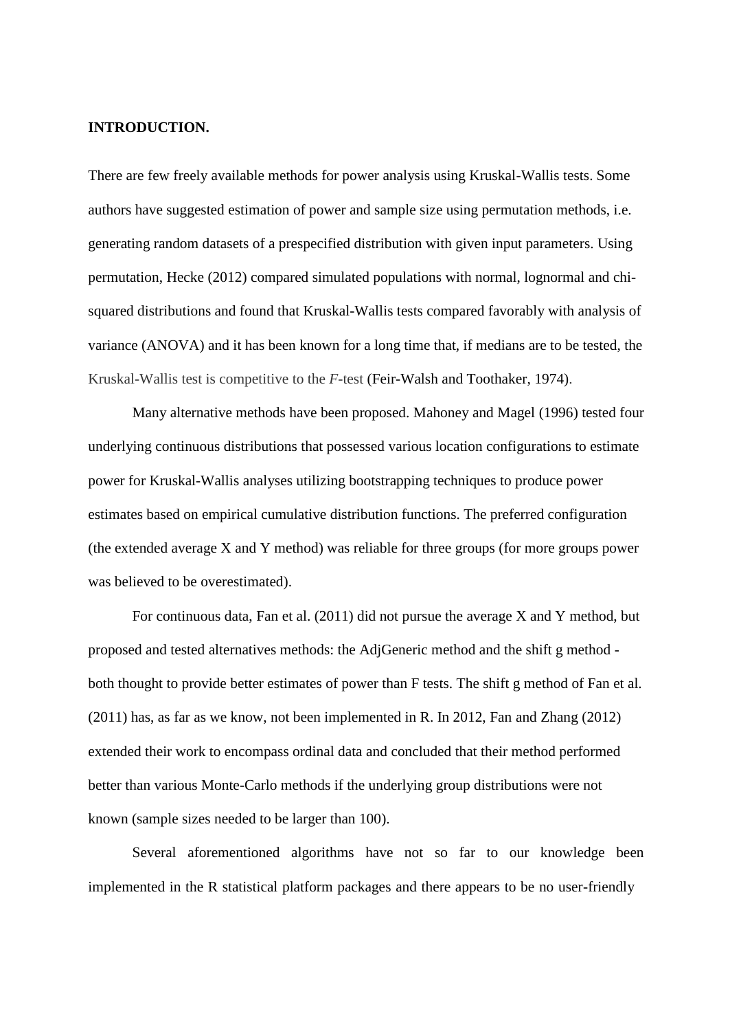**INTRODUCTION.**

There are few freely available methods for power analysis using Kruskal-Wallis tests. Some authors have suggested estimation of power and sample size using permutation methods, i.e. generating random datasets of a prespecified distribution with given input parameters. Using permutation, Hecke (2012) compared simulated populations with normal, lognormal and chi-squared distributions and found that Kruskal-Wallis tests compared favorably with analysis of variance (ANOVA) and it has been known for a long time that, if medians are to be tested, the Kruskal-Wallis test is competitive to the *F*-test (Feir-Walsh and Toothaker, 1974).

Many alternative methods have been proposed. Mahoney and Magel (1996) tested four underlying continuous distributions that possessed various location configurations to estimate power for Kruskal-Wallis analyses utilizing bootstrapping techniques to produce power estimates based on empirical cumulative distribution functions. The preferred configuration (the extended average X and Y method) was reliable for three groups (for more groups power was believed to be overestimated).

For continuous data, Fan et al. (2011) did not pursue the average X and Y method, but proposed and tested alternatives methods: the AdjGeneric method and the shift g method - both thought to provide better estimates of power than F tests. The shift g method of Fan et al. (2011) has, as far as we know, not been implemented in R. In 2012, Fan and Zhang (2012) extended their work to encompass ordinal data and concluded that their method performed better than various Monte-Carlo methods if the underlying group distributions were not known (sample sizes needed to be larger than 100).

Several aforementioned algorithms have not so far to our knowledge been implemented in the R statistical platform packages and there appears to be no user-friendly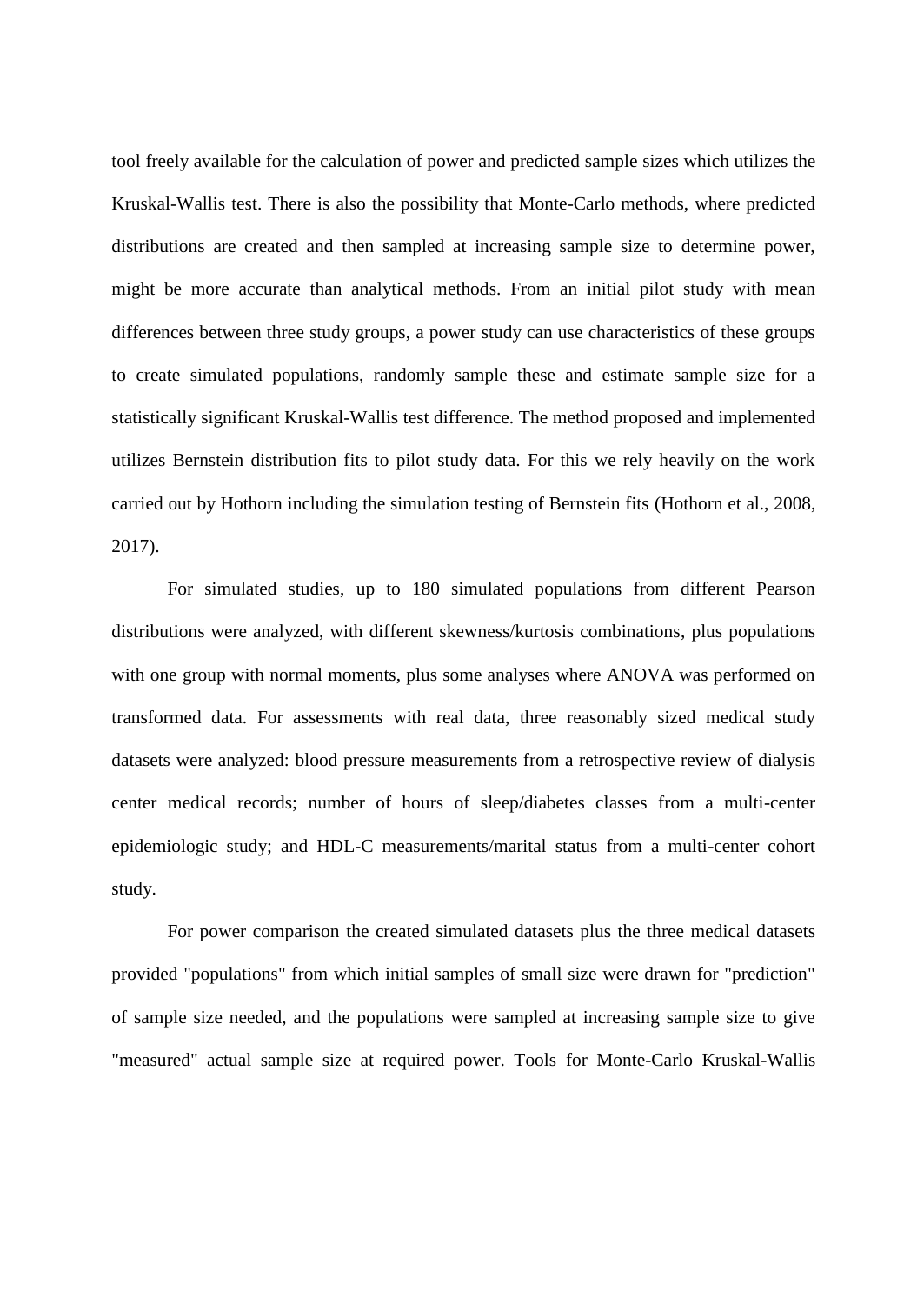tool freely available for the calculation of power and predicted sample sizes which utilizes the Kruskal-Wallis test. There is also the possibility that Monte-Carlo methods, where predicted distributions are created and then sampled at increasing sample size to determine power, might be more accurate than analytical methods. From an initial pilot study with mean differences between three study groups, a power study can use characteristics of these groups to create simulated populations, randomly sample these and estimate sample size for a statistically significant Kruskal-Wallis test difference. The method proposed and implemented utilizes Bernstein distribution fits to pilot study data. For this we rely heavily on the work carried out by Hothorn including the simulation testing of Bernstein fits (Hothorn et al., 2008, 2017).

For simulated studies, up to 180 simulated populations from different Pearson distributions were analyzed, with different skewness/kurtosis combinations, plus populations with one group with normal moments, plus some analyses where ANOVA was performed on transformed data. For assessments with real data, three reasonably sized medical study datasets were analyzed: blood pressure measurements from a retrospective review of dialysis center medical records; number of hours of sleep/diabetes classes from a multi-center epidemiologic study; and HDL-C measurements/marital status from a multi-center cohort study.

For power comparison the created simulated datasets plus the three medical datasets provided "populations" from which initial samples of small size were drawn for "prediction" of sample size needed, and the populations were sampled at increasing sample size to give "measured" actual sample size at required power. Tools for Monte-Carlo Kruskal-Wallis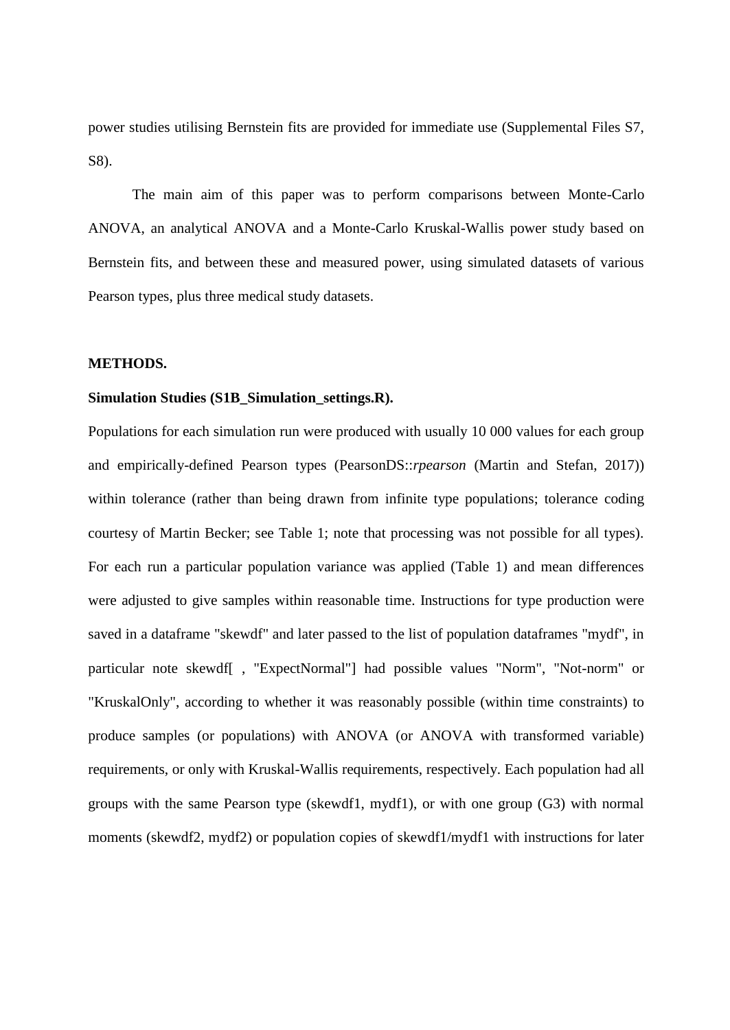power studies utilising Bernstein fits are provided for immediate use (Supplemental Files S7, S8).

The main aim of this paper was to perform comparisons between Monte-Carlo ANOVA, an analytical ANOVA and a Monte-Carlo Kruskal-Wallis power study based on Bernstein fits, and between these and measured power, using simulated datasets of various Pearson types, plus three medical study datasets.

## METHODS.

### Simulation Studies (S1B_Simulation_settings.R).

Populations for each simulation run were produced with usually 10 000 values for each group and empirically-defined Pearson types (PearsonDS::*rpearson* (Martin and Stefan, 2017)) within tolerance (rather than being drawn from infinite type populations; tolerance coding courtesy of Martin Becker; see Table 1; note that processing was not possible for all types). For each run a particular population variance was applied (Table 1) and mean differences were adjusted to give samples within reasonable time. Instructions for type production were saved in a dataframe "skewdf" and later passed to the list of population dataframes "mydf", in particular note skewdf[ , "ExpectNormal"] had possible values "Norm", "Not-norm" or "KruskalOnly", according to whether it was reasonably possible (within time constraints) to produce samples (or populations) with ANOVA (or ANOVA with transformed variable) requirements, or only with Kruskal-Wallis requirements, respectively. Each population had all groups with the same Pearson type (skewdf1, mydf1), or with one group (G3) with normal moments (skewdf2, mydf2) or population copies of skewdf1/mydf1 with instructions for later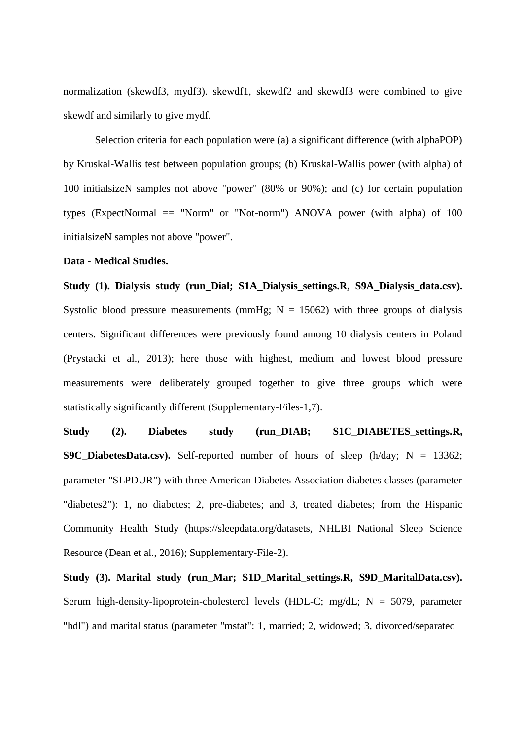normalization (skewdf3, mydf3). skewdf1, skewdf2 and skewdf3 were combined to give skewdf and similarly to give mydf.

Selection criteria for each population were (a) a significant difference (with alphaPOP) by Kruskal-Wallis test between population groups; (b) Kruskal-Wallis power (with alpha) of 100 initialsizeN samples not above "power" (80% or 90%); and (c) for certain population types (ExpectNormal == "Norm" or "Not-norm") ANOVA power (with alpha) of 100 initialsizeN samples not above "power".

**Data - Medical Studies.**

**Study (1). Dialysis study (run_Dial; S1A_Dialysis_settings.R, S9A_Dialysis_data.csv).** Systolic blood pressure measurements (mmHg; N = 15062) with three groups of dialysis centers. Significant differences were previously found among 10 dialysis centers in Poland (Prystacki et al., 2013); here those with highest, medium and lowest blood pressure measurements were deliberately grouped together to give three groups which were statistically significantly different (Supplementary-Files-1,7).

**Study (2). Diabetes study (run_DIAB; S1C_DIABETES_settings.R, S9C_DiabetesData.csv).** Self-reported number of hours of sleep (h/day; N = 13362; parameter "SLPDUR") with three American Diabetes Association diabetes classes (parameter "diabetes2"): 1, no diabetes; 2, pre-diabetes; and 3, treated diabetes; from the Hispanic Community Health Study (https://sleepdata.org/datasets, NHLBI National Sleep Science Resource (Dean et al., 2016); Supplementary-File-2).

**Study (3). Marital study (run_Mar; S1D_Marital_settings.R, S9D_MaritalData.csv).** Serum high-density-lipoprotein-cholesterol levels (HDL-C; mg/dL; N = 5079, parameter "hdl") and marital status (parameter "mstat": 1, married; 2, widowed; 3, divorced/separated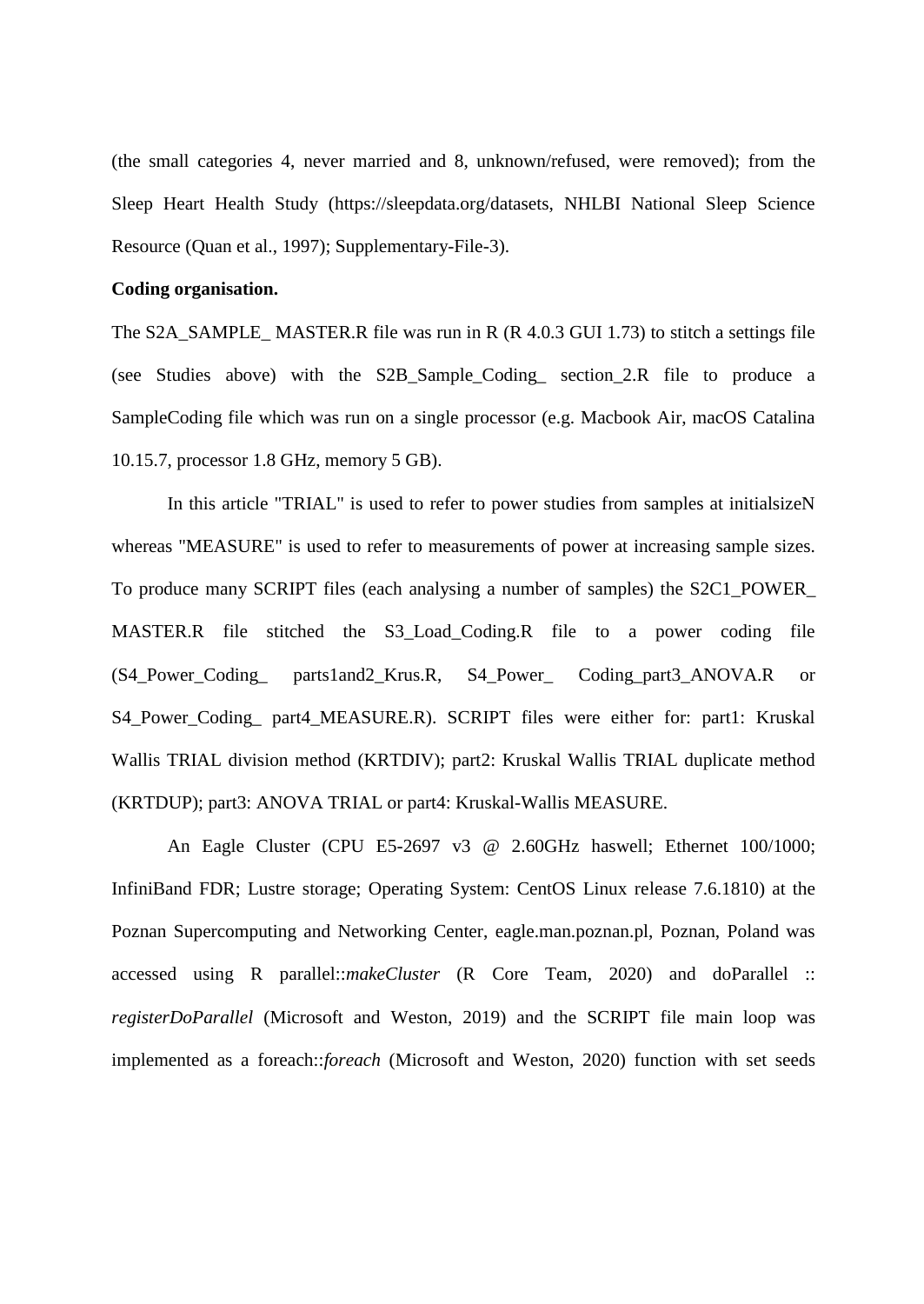(the small categories 4, never married and 8, unknown/refused, were removed); from the Sleep Heart Health Study (https://sleepdata.org/datasets, NHLBI National Sleep Science Resource (Quan et al., 1997); Supplementary-File-3).

**Coding organisation.**

The S2A_SAMPLE_ MASTER.R file was run in R (R 4.0.3 GUI 1.73) to stitch a settings file (see Studies above) with the S2B_Sample_Coding_ section_2.R file to produce a SampleCoding file which was run on a single processor (e.g. Macbook Air, macOS Catalina 10.15.7, processor 1.8 GHz, memory 5 GB).

In this article "TRIAL" is used to refer to power studies from samples at initialsizeN whereas "MEASURE" is used to refer to measurements of power at increasing sample sizes. To produce many SCRIPT files (each analysing a number of samples) the S2C1_POWER_ MASTER.R file stitched the S3_Load_Coding.R file to a power coding file (S4_Power_Coding_ parts1and2_Krus.R, S4_Power_ Coding_part3_ANOVA.R or S4_Power_Coding_ part4_MEASURE.R). SCRIPT files were either for: part1: Kruskal Wallis TRIAL division method (KRTDIV); part2: Kruskal Wallis TRIAL duplicate method (KRTDUP); part3: ANOVA TRIAL or part4: Kruskal-Wallis MEASURE.

An Eagle Cluster (CPU E5-2697 v3 @ 2.60GHz haswell; Ethernet 100/1000; InfiniBand FDR; Lustre storage; Operating System: CentOS Linux release 7.6.1810) at the Poznan Supercomputing and Networking Center, eagle.man.poznan.pl, Poznan, Poland was accessed using R parallel::*makeCluster* (R Core Team, 2020) and doParallel :: *registerDoParallel* (Microsoft and Weston, 2019) and the SCRIPT file main loop was implemented as a foreach::*foreach* (Microsoft and Weston, 2020) function with set seeds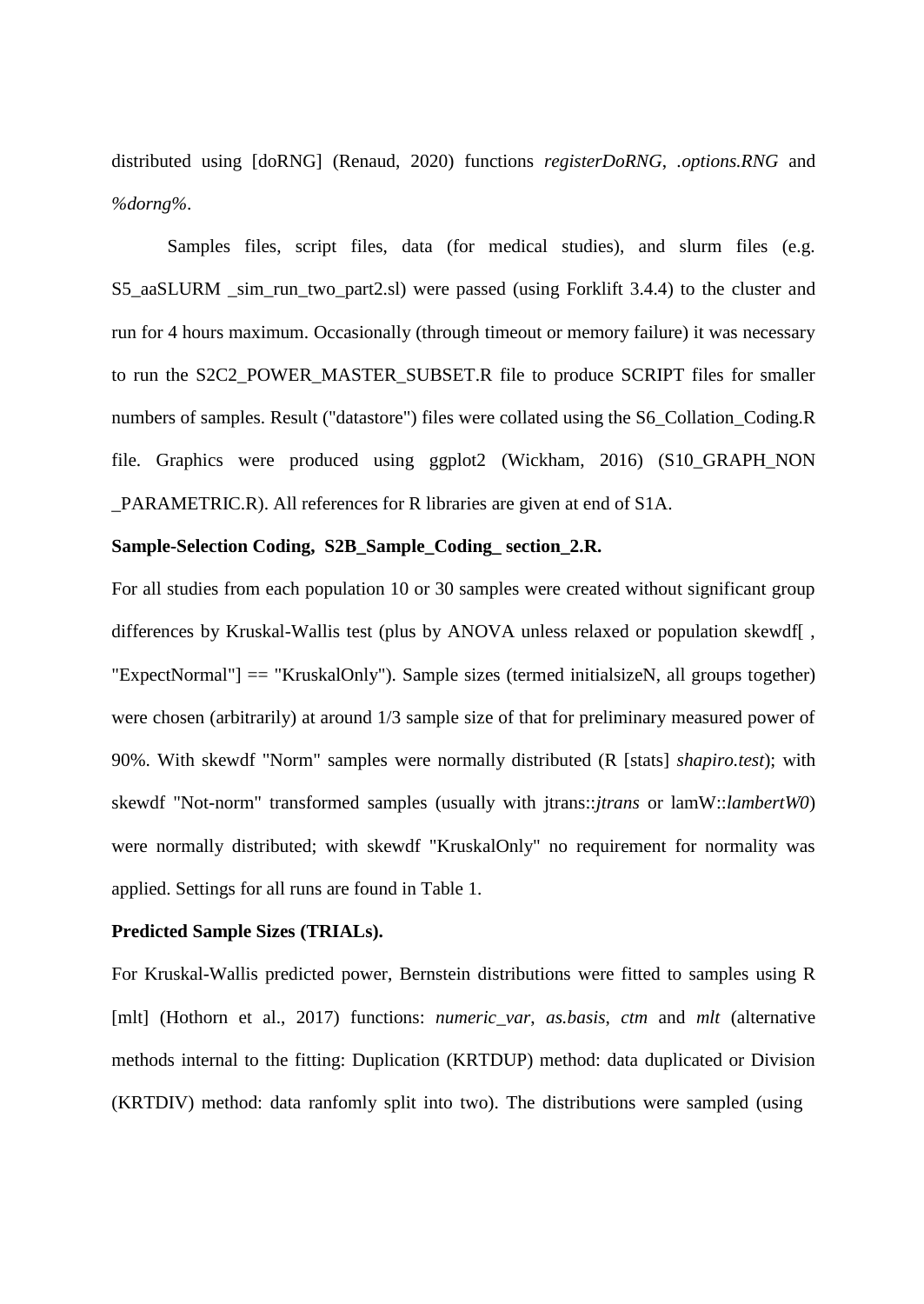distributed using [doRNG] (Renaud, 2020) functions *registerDoRNG*, *.options.RNG* and *%dorng%*.

Samples files, script files, data (for medical studies), and slurm files (e.g. S5_aaSLURM _sim_run_two_part2.sl) were passed (using Forklift 3.4.4) to the cluster and run for 4 hours maximum. Occasionally (through timeout or memory failure) it was necessary to run the S2C2_POWER_MASTER_SUBSET.R file to produce SCRIPT files for smaller numbers of samples. Result ("datastore") files were collated using the S6_Collation_Coding.R file. Graphics were produced using ggplot2 (Wickham, 2016) (S10_GRAPH_NON _PARAMETRIC.R). All references for R libraries are given at end of S1A.

**Sample-Selection Coding, S2B_Sample_Coding_ section_2.R.**

For all studies from each population 10 or 30 samples were created without significant group differences by Kruskal-Wallis test (plus by ANOVA unless relaxed or population skewdf[ , "ExpectNormal"] == "KruskalOnly"). Sample sizes (termed initialsizeN, all groups together) were chosen (arbitrarily) at around 1/3 sample size of that for preliminary measured power of 90%. With skewdf "Norm" samples were normally distributed (R [stats] *shapiro.test*); with skewdf "Not-norm" transformed samples (usually with jtrans::*jtrans* or lamW::*lambertW0*) were normally distributed; with skewdf "KruskalOnly" no requirement for normality was applied. Settings for all runs are found in Table 1.

**Predicted Sample Sizes (TRIALs).**

For Kruskal-Wallis predicted power, Bernstein distributions were fitted to samples using R [mlt] (Hothorn et al., 2017) functions: *numeric_var*, *as.basis*, *ctm* and *mlt* (alternative methods internal to the fitting: Duplication (KRTDUP) method: data duplicated or Division (KRTDIV) method: data ranfomly split into two). The distributions were sampled (using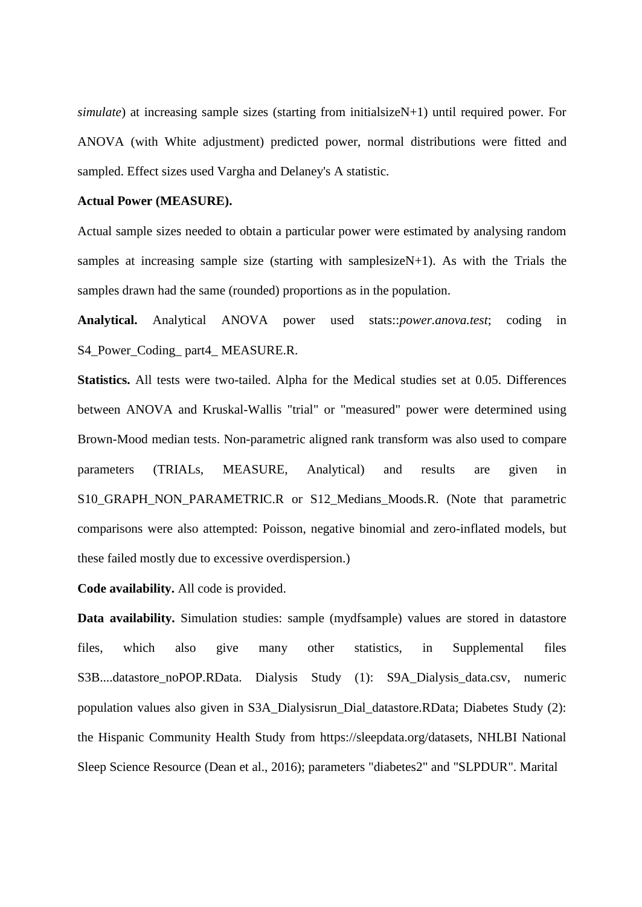*simulate*) at increasing sample sizes (starting from initialsizeN+1) until required power. For ANOVA (with White adjustment) predicted power, normal distributions were fitted and sampled. Effect sizes used Vargha and Delaney's A statistic.

**Actual Power (MEASURE).**

Actual sample sizes needed to obtain a particular power were estimated by analysing random samples at increasing sample size (starting with samplesizeN+1). As with the Trials the samples drawn had the same (rounded) proportions as in the population.

**Analytical.** Analytical ANOVA power used stats::*power.anova.test*; coding in S4_Power_Coding_ part4_ MEASURE.R.

**Statistics.** All tests were two-tailed. Alpha for the Medical studies set at 0.05. Differences between ANOVA and Kruskal-Wallis "trial" or "measured" power were determined using Brown-Mood median tests. Non-parametric aligned rank transform was also used to compare parameters (TRIALs, MEASURE, Analytical) and results are given in S10_GRAPH_NON_PARAMETRIC.R or S12_Medians_Moods.R. (Note that parametric comparisons were also attempted: Poisson, negative binomial and zero-inflated models, but these failed mostly due to excessive overdispersion.)

**Code availability.** All code is provided.

**Data availability.** Simulation studies: sample (mydfsample) values are stored in datastore files, which also give many other statistics, in Supplemental files S3B....datastore_noPOP.RData. Dialysis Study (1): S9A_Dialysis_data.csv, numeric population values also given in S3A_Dialysisrun_Dial_datastore.RData; Diabetes Study (2): the Hispanic Community Health Study from https://sleepdata.org/datasets, NHLBI National Sleep Science Resource (Dean et al., 2016); parameters "diabetes2" and "SLPDUR". Marital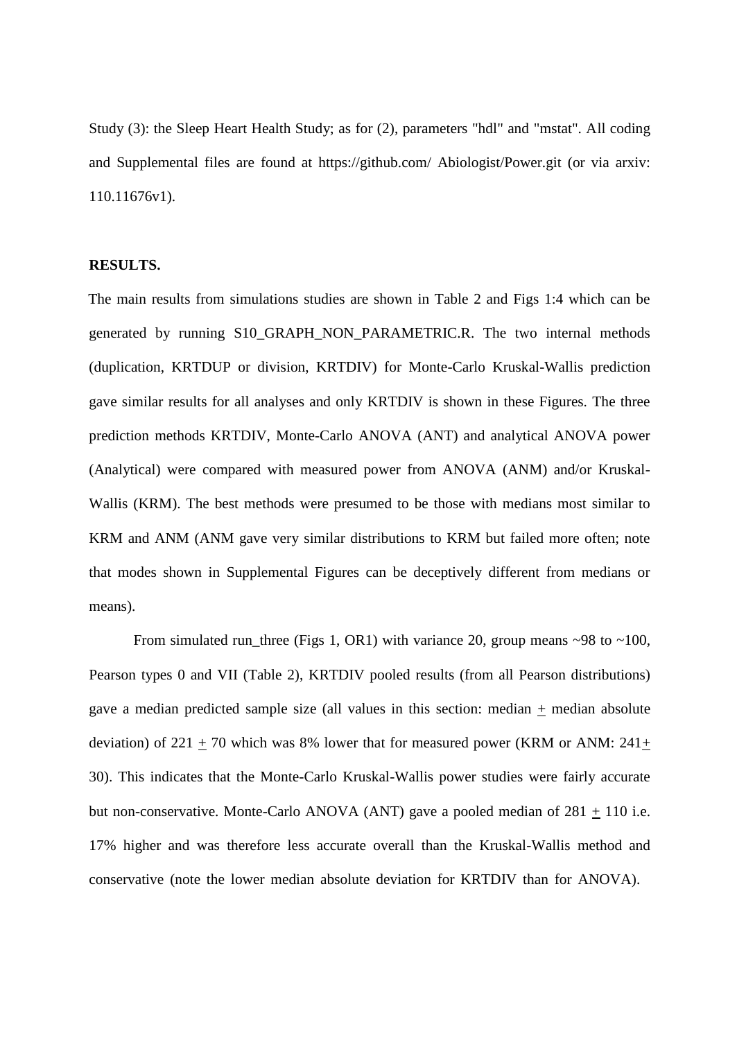Study (3): the Sleep Heart Health Study; as for (2), parameters "hdl" and "mstat". All coding and Supplemental files are found at https://github.com/ Abiologist/Power.git (or via arxiv: 110.11676v1).

## RESULTS.

The main results from simulations studies are shown in Table 2 and Figs 1:4 which can be generated by running S10_GRAPH_NON_PARAMETRIC.R. The two internal methods (duplication, KRTDUP or division, KRTDIV) for Monte-Carlo Kruskal-Wallis prediction gave similar results for all analyses and only KRTDIV is shown in these Figures. The three prediction methods KRTDIV, Monte-Carlo ANOVA (ANT) and analytical ANOVA power (Analytical) were compared with measured power from ANOVA (ANM) and/or Kruskal-Wallis (KRM). The best methods were presumed to be those with medians most similar to KRM and ANM (ANM gave very similar distributions to KRM but failed more often; note that modes shown in Supplemental Figures can be deceptively different from medians or means).

From simulated run_three (Figs 1, OR1) with variance 20, group means ~98 to ~100, Pearson types 0 and VII (Table 2), KRTDIV pooled results (from all Pearson distributions) gave a median predicted sample size (all values in this section: median $\pm$ median absolute deviation) of 221 $\pm$ 70 which was 8% lower that for measured power (KRM or ANM: 241$\pm$ 30). This indicates that the Monte-Carlo Kruskal-Wallis power studies were fairly accurate but non-conservative. Monte-Carlo ANOVA (ANT) gave a pooled median of 281 $\pm$ 110 i.e. 17% higher and was therefore less accurate overall than the Kruskal-Wallis method and conservative (note the lower median absolute deviation for KRTDIV than for ANOVA).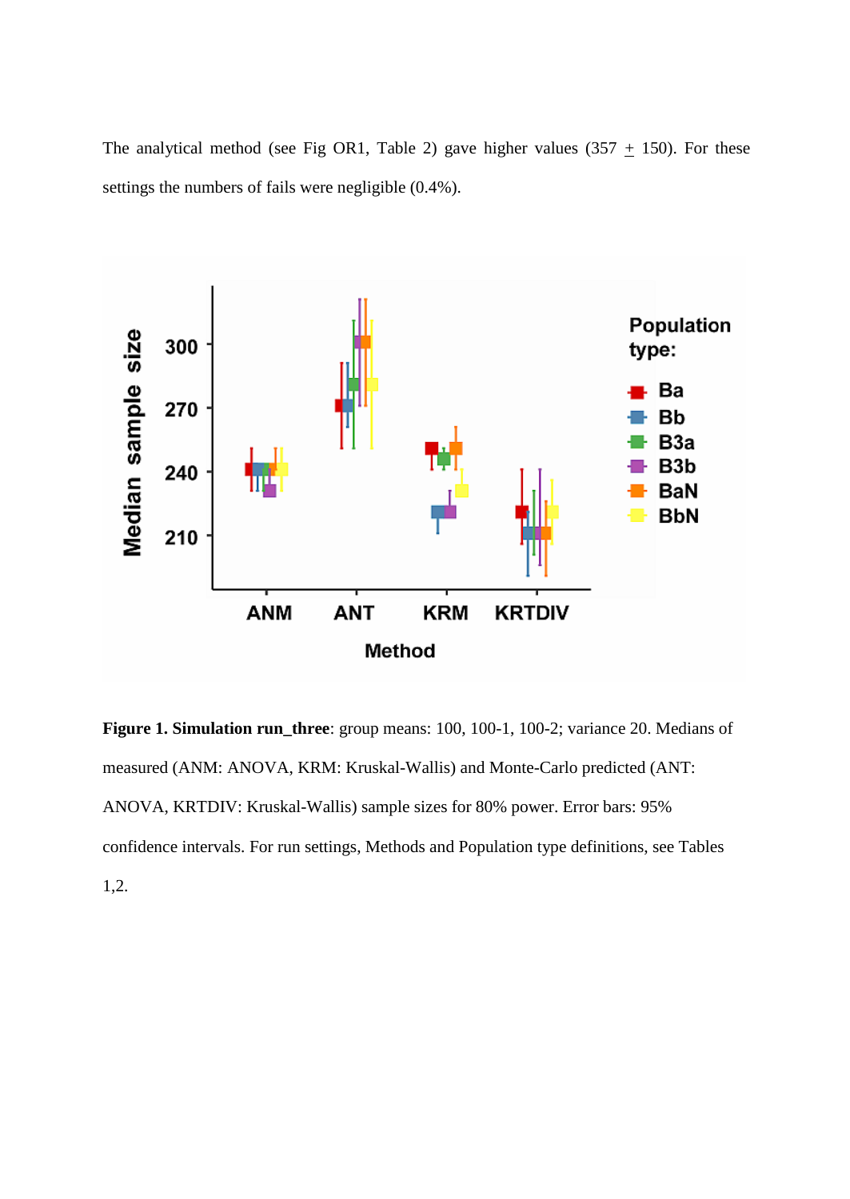The analytical method (see Fig OR1, Table 2) gave higher values (357 $\pm$ 150). For these settings the numbers of fails were negligible (0.4%).

**Figure 1. Simulation run_three**: group means: 100, 100-1, 100-2; variance 20. Medians of measured (ANM: ANOVA, KRM: Kruskal-Wallis) and Monte-Carlo predicted (ANT: ANOVA, KRTDIV: Kruskal-Wallis) sample sizes for 80% power. Error bars: 95% confidence intervals. For run settings, Methods and Population type definitions, see Tables 1,2.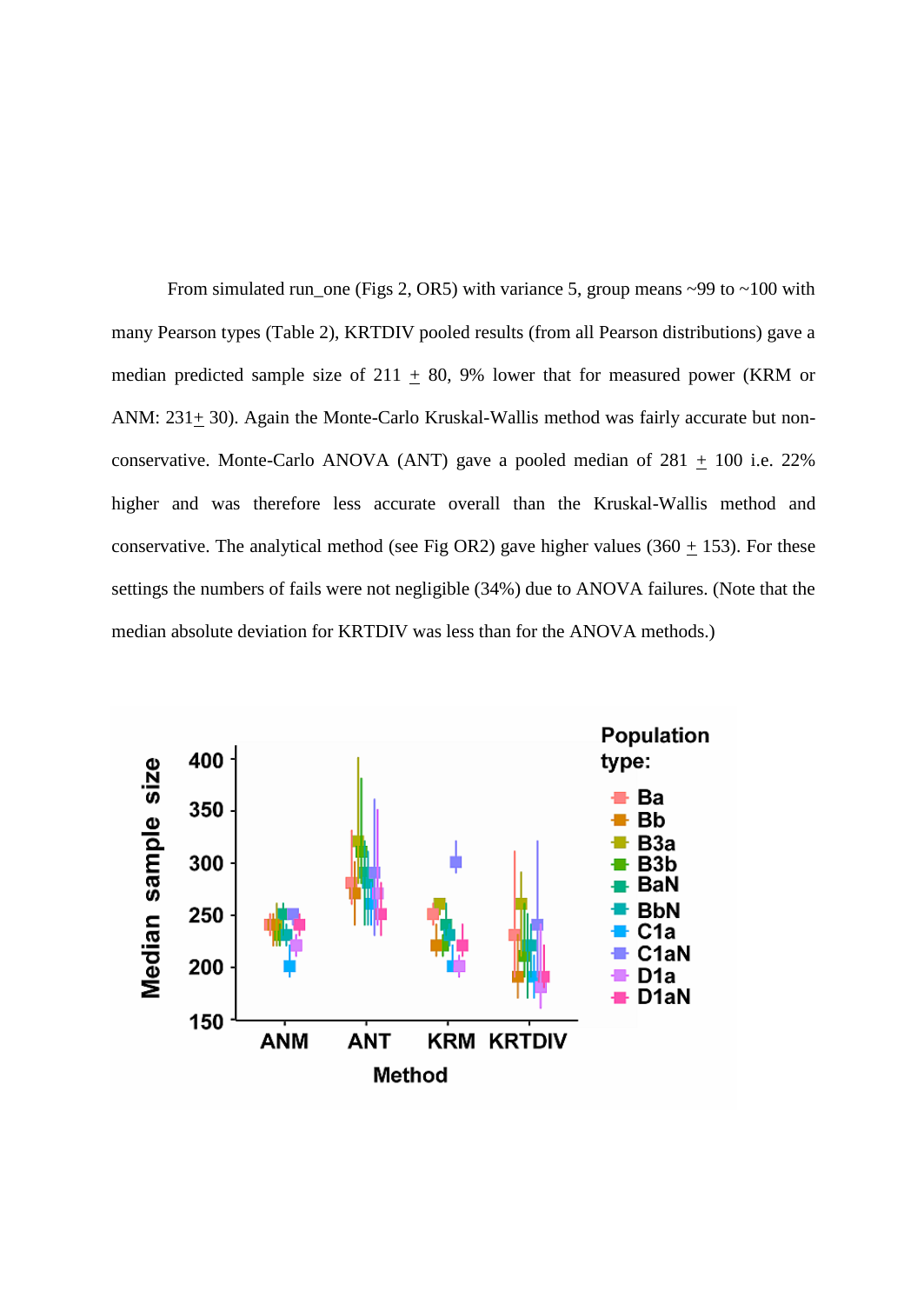From simulated run_one (Figs 2, OR5) with variance 5, group means ~99 to ~100 with many Pearson types (Table 2), KRTDIV pooled results (from all Pearson distributions) gave a median predicted sample size of 211 $\pm$ 80, 9% lower that for measured power (KRM or ANM: 231$\pm$ 30). Again the Monte-Carlo Kruskal-Wallis method was fairly accurate but non-conservative. Monte-Carlo ANOVA (ANT) gave a pooled median of 281 $\pm$ 100 i.e. 22% higher and was therefore less accurate overall than the Kruskal-Wallis method and conservative. The analytical method (see Fig OR2) gave higher values (360 $\pm$ 153). For these settings the numbers of fails were not negligible (34%) due to ANOVA failures. (Note that the median absolute deviation for KRTDIV was less than for the ANOVA methods.)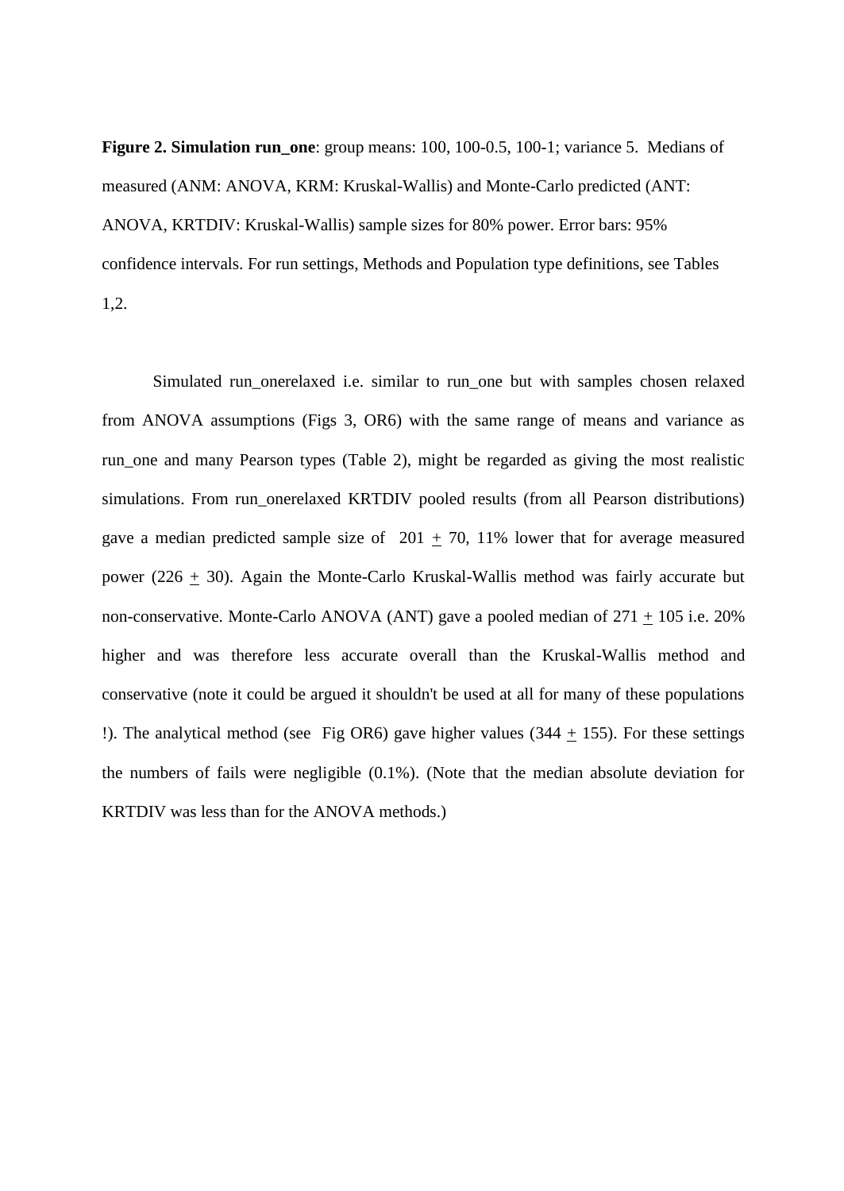**Figure 2. Simulation run_one**: group means: 100, 100-0.5, 100-1; variance 5. Medians of measured (ANM: ANOVA, KRM: Kruskal-Wallis) and Monte-Carlo predicted (ANT: ANOVA, KRTDIV: Kruskal-Wallis) sample sizes for 80% power. Error bars: 95% confidence intervals. For run settings, Methods and Population type definitions, see Tables 1,2.

Simulated run_onerelaxed i.e. similar to run_one but with samples chosen relaxed from ANOVA assumptions (Figs 3, OR6) with the same range of means and variance as run_one and many Pearson types (Table 2), might be regarded as giving the most realistic simulations. From run_onerelaxed KRTDIV pooled results (from all Pearson distributions) gave a median predicted sample size of 201 ± 70, 11% lower that for average measured power (226 ± 30). Again the Monte-Carlo Kruskal-Wallis method was fairly accurate but non-conservative. Monte-Carlo ANOVA (ANT) gave a pooled median of 271 ± 105 i.e. 20% higher and was therefore less accurate overall than the Kruskal-Wallis method and conservative (note it could be argued it shouldn't be used at all for many of these populations !). The analytical method (see Fig OR6) gave higher values (344 ± 155). For these settings the numbers of fails were negligible (0.1%). (Note that the median absolute deviation for KRTDIV was less than for the ANOVA methods.)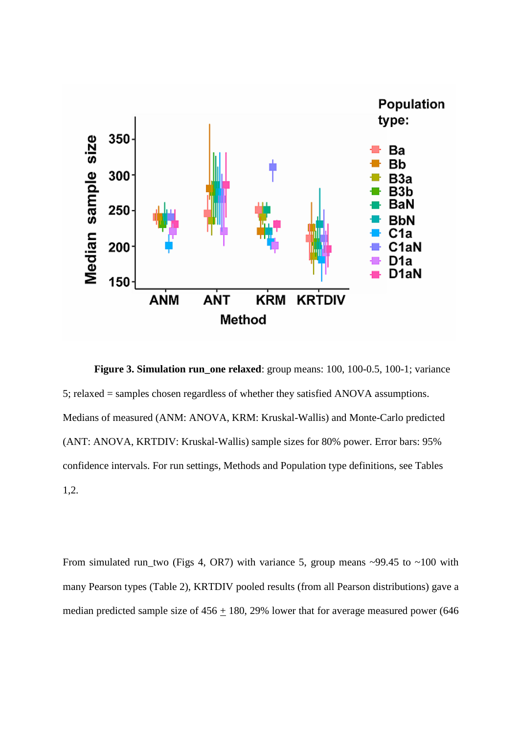**Figure 3. Simulation run_one relaxed**: group means: 100, 100-0.5, 100-1; variance 5; relaxed = samples chosen regardless of whether they satisfied ANOVA assumptions. Medians of measured (ANM: ANOVA, KRM: Kruskal-Wallis) and Monte-Carlo predicted (ANT: ANOVA, KRTDIV: Kruskal-Wallis) sample sizes for 80% power. Error bars: 95% confidence intervals. For run settings, Methods and Population type definitions, see Tables 1,2.

From simulated run_two (Figs 4, OR7) with variance 5, group means ~99.45 to ~100 with many Pearson types (Table 2), KRTDIV pooled results (from all Pearson distributions) gave a median predicted sample size of 456 $\pm$ 180, 29% lower that for average measured power (646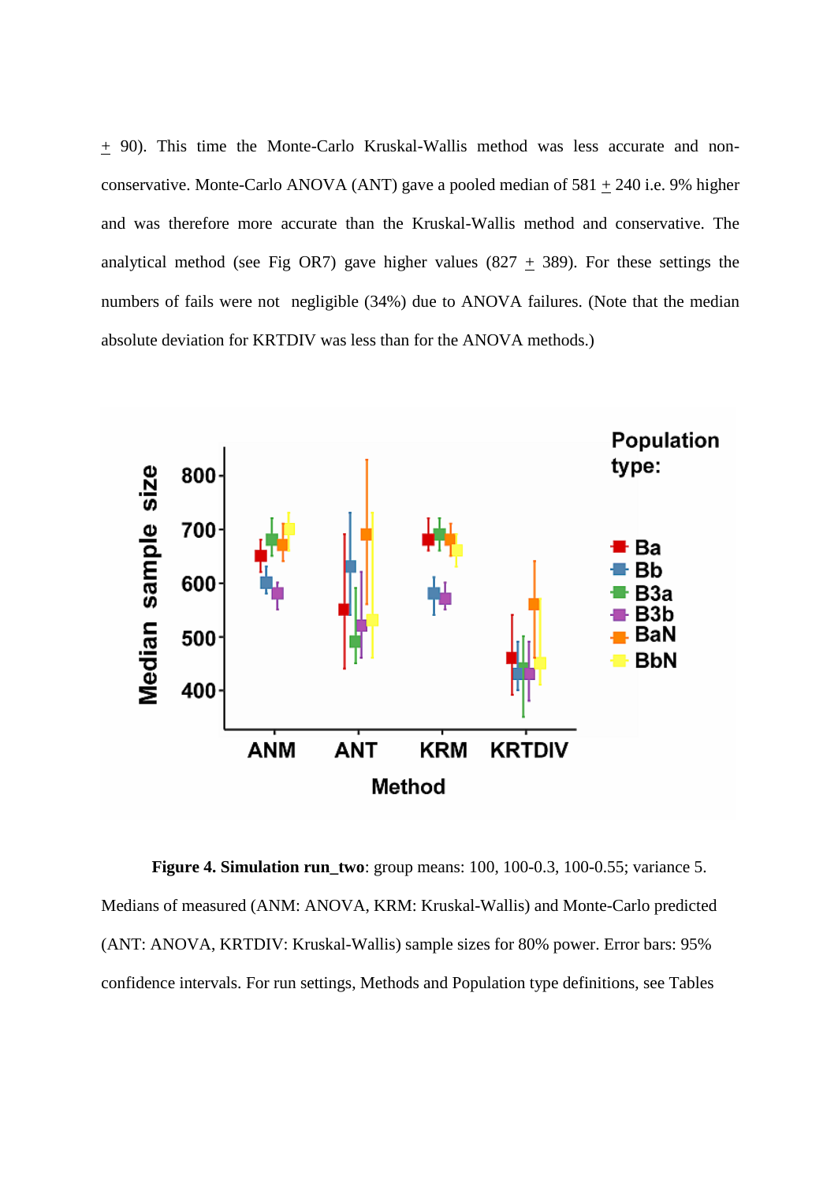± 90). This time the Monte-Carlo Kruskal-Wallis method was less accurate and non-conservative. Monte-Carlo ANOVA (ANT) gave a pooled median of 581 ± 240 i.e. 9% higher and was therefore more accurate than the Kruskal-Wallis method and conservative. The analytical method (see Fig OR7) gave higher values (827 ± 389). For these settings the numbers of fails were not negligible (34%) due to ANOVA failures. (Note that the median absolute deviation for KRTDIV was less than for the ANOVA methods.)

**Figure 4. Simulation run_two**: group means: 100, 100-0.3, 100-0.55; variance 5. Medians of measured (ANM: ANOVA, KRM: Kruskal-Wallis) and Monte-Carlo predicted (ANT: ANOVA, KRTDIV: Kruskal-Wallis) sample sizes for 80% power. Error bars: 95% confidence intervals. For run settings, Methods and Population type definitions, see Tables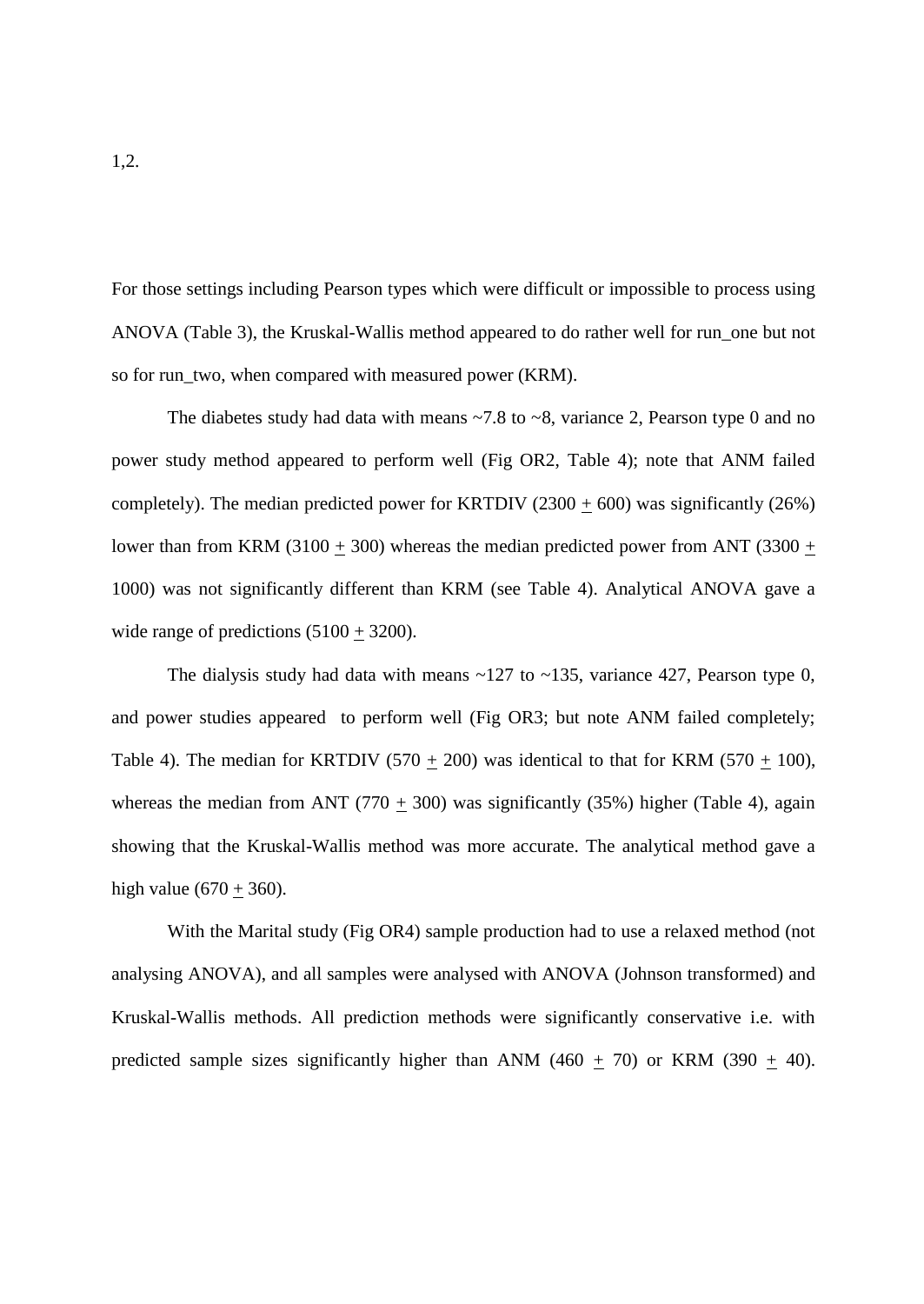1,2.

For those settings including Pearson types which were difficult or impossible to process using ANOVA (Table 3), the Kruskal-Wallis method appeared to do rather well for run_one but not so for run_two, when compared with measured power (KRM).

The diabetes study had data with means ~7.8 to ~8, variance 2, Pearson type 0 and no power study method appeared to perform well (Fig OR2, Table 4); note that ANM failed completely). The median predicted power for KRTDIV (2300 ± 600) was significantly (26%) lower than from KRM (3100 ± 300) whereas the median predicted power from ANT (3300 ± 1000) was not significantly different than KRM (see Table 4). Analytical ANOVA gave a wide range of predictions (5100 ± 3200).

The dialysis study had data with means ~127 to ~135, variance 427, Pearson type 0, and power studies appeared to perform well (Fig OR3; but note ANM failed completely; Table 4). The median for KRTDIV (570 ± 200) was identical to that for KRM (570 ± 100), whereas the median from ANT (770 ± 300) was significantly (35%) higher (Table 4), again showing that the Kruskal-Wallis method was more accurate. The analytical method gave a high value (670 ± 360).

With the Marital study (Fig OR4) sample production had to use a relaxed method (not analysing ANOVA), and all samples were analysed with ANOVA (Johnson transformed) and Kruskal-Wallis methods. All prediction methods were significantly conservative i.e. with predicted sample sizes significantly higher than ANM (460 ± 70) or KRM (390 ± 40).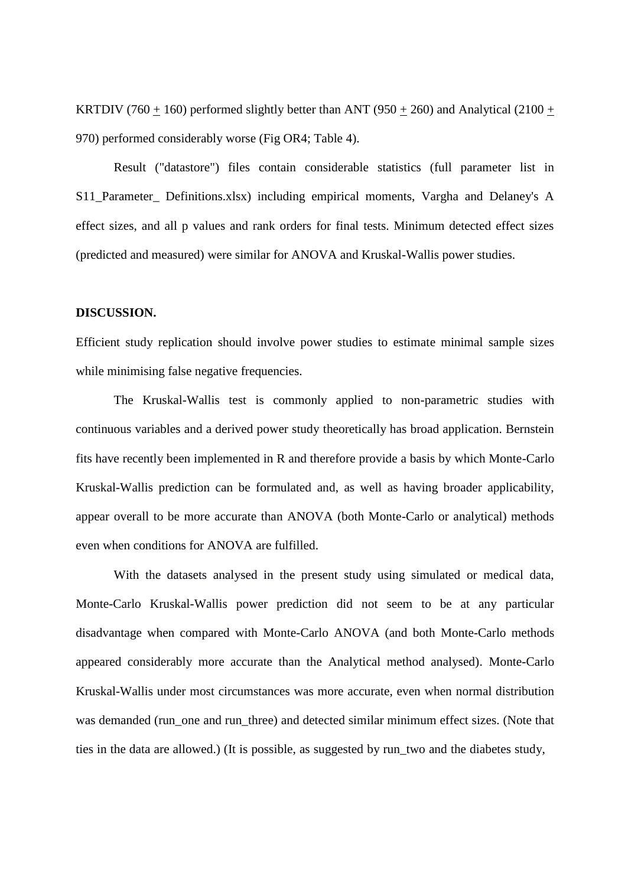KRTDIV (760 $\pm$ 160) performed slightly better than ANT (950 $\pm$ 260) and Analytical (2100 $\pm$ 970) performed considerably worse (Fig OR4; Table 4).

Result ("datastore") files contain considerable statistics (full parameter list in S11_Parameter_ Definitions.xlsx) including empirical moments, Vargha and Delaney's A effect sizes, and all p values and rank orders for final tests. Minimum detected effect sizes (predicted and measured) were similar for ANOVA and Kruskal-Wallis power studies.

**DISCUSSION.**

Efficient study replication should involve power studies to estimate minimal sample sizes while minimising false negative frequencies.

The Kruskal-Wallis test is commonly applied to non-parametric studies with continuous variables and a derived power study theoretically has broad application. Bernstein fits have recently been implemented in R and therefore provide a basis by which Monte-Carlo Kruskal-Wallis prediction can be formulated and, as well as having broader applicability, appear overall to be more accurate than ANOVA (both Monte-Carlo or analytical) methods even when conditions for ANOVA are fulfilled.

With the datasets analysed in the present study using simulated or medical data, Monte-Carlo Kruskal-Wallis power prediction did not seem to be at any particular disadvantage when compared with Monte-Carlo ANOVA (and both Monte-Carlo methods appeared considerably more accurate than the Analytical method analysed). Monte-Carlo Kruskal-Wallis under most circumstances was more accurate, even when normal distribution was demanded (run_one and run_three) and detected similar minimum effect sizes. (Note that ties in the data are allowed.) (It is possible, as suggested by run_two and the diabetes study,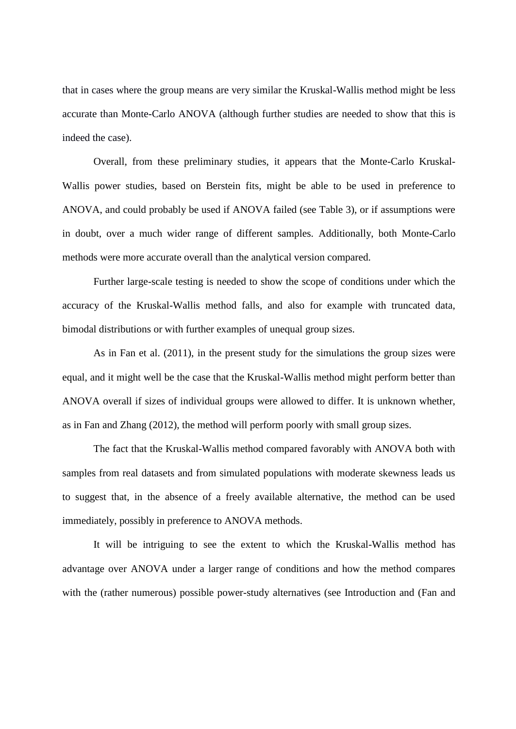that in cases where the group means are very similar the Kruskal-Wallis method might be less accurate than Monte-Carlo ANOVA (although further studies are needed to show that this is indeed the case).

Overall, from these preliminary studies, it appears that the Monte-Carlo Kruskal-Wallis power studies, based on Berstein fits, might be able to be used in preference to ANOVA, and could probably be used if ANOVA failed (see Table 3), or if assumptions were in doubt, over a much wider range of different samples. Additionally, both Monte-Carlo methods were more accurate overall than the analytical version compared.

Further large-scale testing is needed to show the scope of conditions under which the accuracy of the Kruskal-Wallis method falls, and also for example with truncated data, bimodal distributions or with further examples of unequal group sizes.

As in Fan et al. (2011), in the present study for the simulations the group sizes were equal, and it might well be the case that the Kruskal-Wallis method might perform better than ANOVA overall if sizes of individual groups were allowed to differ. It is unknown whether, as in Fan and Zhang (2012), the method will perform poorly with small group sizes.

The fact that the Kruskal-Wallis method compared favorably with ANOVA both with samples from real datasets and from simulated populations with moderate skewness leads us to suggest that, in the absence of a freely available alternative, the method can be used immediately, possibly in preference to ANOVA methods.

It will be intriguing to see the extent to which the Kruskal-Wallis method has advantage over ANOVA under a larger range of conditions and how the method compares with the (rather numerous) possible power-study alternatives (see Introduction and (Fan and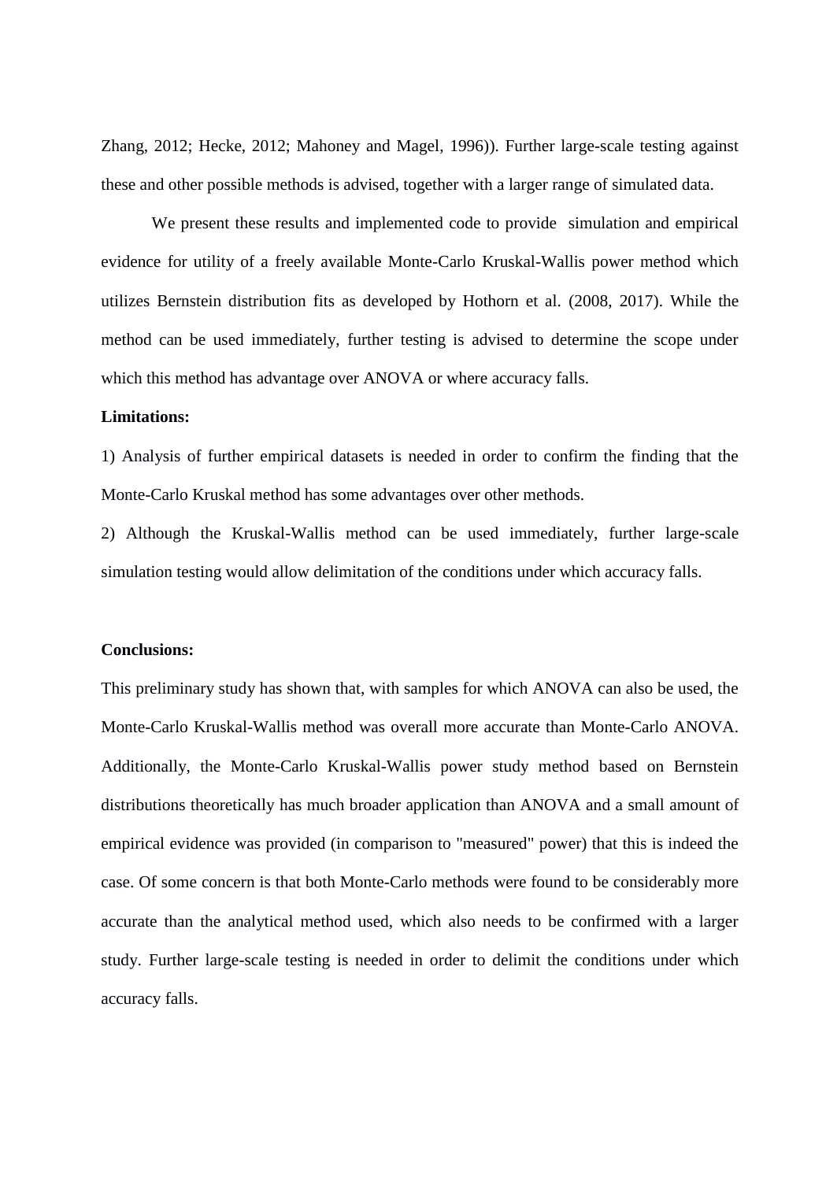Zhang, 2012; Hecke, 2012; Mahoney and Magel, 1996)). Further large-scale testing against these and other possible methods is advised, together with a larger range of simulated data.

We present these results and implemented code to provide simulation and empirical evidence for utility of a freely available Monte-Carlo Kruskal-Wallis power method which utilizes Bernstein distribution fits as developed by Hothorn et al. (2008, 2017). While the method can be used immediately, further testing is advised to determine the scope under which this method has advantage over ANOVA or where accuracy falls.

**Limitations:**

1) Analysis of further empirical datasets is needed in order to confirm the finding that the Monte-Carlo Kruskal method has some advantages over other methods.

2) Although the Kruskal-Wallis method can be used immediately, further large-scale simulation testing would allow delimitation of the conditions under which accuracy falls.

**Conclusions:**

This preliminary study has shown that, with samples for which ANOVA can also be used, the Monte-Carlo Kruskal-Wallis method was overall more accurate than Monte-Carlo ANOVA. Additionally, the Monte-Carlo Kruskal-Wallis power study method based on Bernstein distributions theoretically has much broader application than ANOVA and a small amount of empirical evidence was provided (in comparison to "measured" power) that this is indeed the case. Of some concern is that both Monte-Carlo methods were found to be considerably more accurate than the analytical method used, which also needs to be confirmed with a larger study. Further large-scale testing is needed in order to delimit the conditions under which accuracy falls.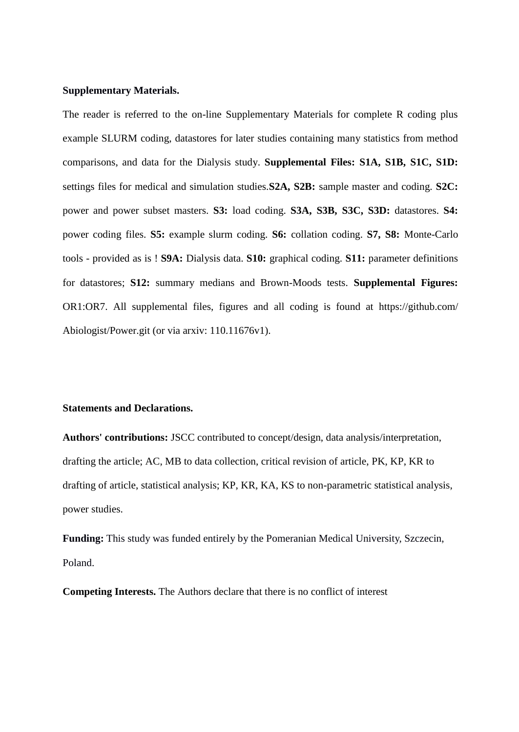**Supplementary Materials.**

The reader is referred to the on-line Supplementary Materials for complete R coding plus example SLURM coding, datastores for later studies containing many statistics from method comparisons, and data for the Dialysis study. **Supplemental Files: S1A, S1B, S1C, S1D:** settings files for medical and simulation studies.**S2A, S2B:** sample master and coding. **S2C:** power and power subset masters. **S3:** load coding. **S3A, S3B, S3C, S3D:** datastores. **S4:** power coding files. **S5:** example slurm coding. **S6:** collation coding. **S7, S8:** Monte-Carlo tools - provided as is ! **S9A:** Dialysis data. **S10:** graphical coding. **S11:** parameter definitions for datastores; **S12:** summary medians and Brown-Moods tests. **Supplemental Figures:** OR1:OR7. All supplemental files, figures and all coding is found at https://github.com/Abiologist/Power.git (or via arxiv: 110.11676v1).

**Statements and Declarations.**

**Authors' contributions:** JSCC contributed to concept/design, data analysis/interpretation, drafting the article; AC, MB to data collection, critical revision of article, PK, KP, KR to drafting of article, statistical analysis; KP, KR, KA, KS to non-parametric statistical analysis, power studies.

**Funding:** This study was funded entirely by the Pomeranian Medical University, Szczecin, Poland.

**Competing Interests.** The Authors declare that there is no conflict of interest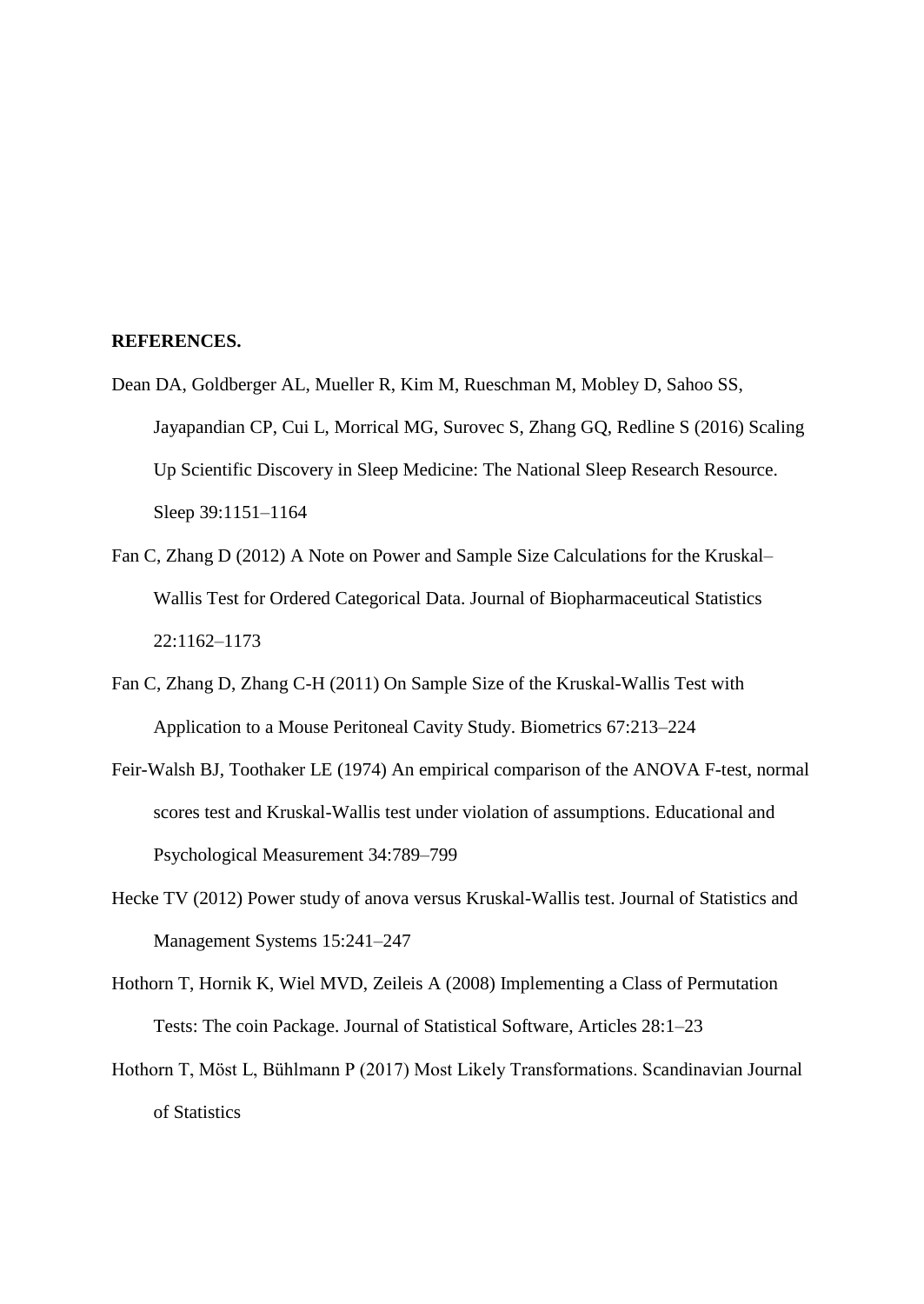**REFERENCES.**

Dean DA, Goldberger AL, Mueller R, Kim M, Rueschman M, Mobley D, Sahoo SS, Jayapandian CP, Cui L, Morrical MG, Surovec S, Zhang GQ, Redline S (2016) Scaling Up Scientific Discovery in Sleep Medicine: The National Sleep Research Resource. Sleep 39:1151–1164

Fan C, Zhang D (2012) A Note on Power and Sample Size Calculations for the Kruskal–Wallis Test for Ordered Categorical Data. Journal of Biopharmaceutical Statistics 22:1162–1173

Fan C, Zhang D, Zhang C-H (2011) On Sample Size of the Kruskal-Wallis Test with Application to a Mouse Peritoneal Cavity Study. Biometrics 67:213–224

Feir-Walsh BJ, Toothaker LE (1974) An empirical comparison of the ANOVA F-test, normal scores test and Kruskal-Wallis test under violation of assumptions. Educational and Psychological Measurement 34:789–799

Hecke TV (2012) Power study of anova versus Kruskal-Wallis test. Journal of Statistics and Management Systems 15:241–247

Hothorn T, Hornik K, Wiel MVD, Zeileis A (2008) Implementing a Class of Permutation Tests: The coin Package. Journal of Statistical Software, Articles 28:1–23

Hothorn T, Möst L, Bühlmann P (2017) Most Likely Transformations. Scandinavian Journal of Statistics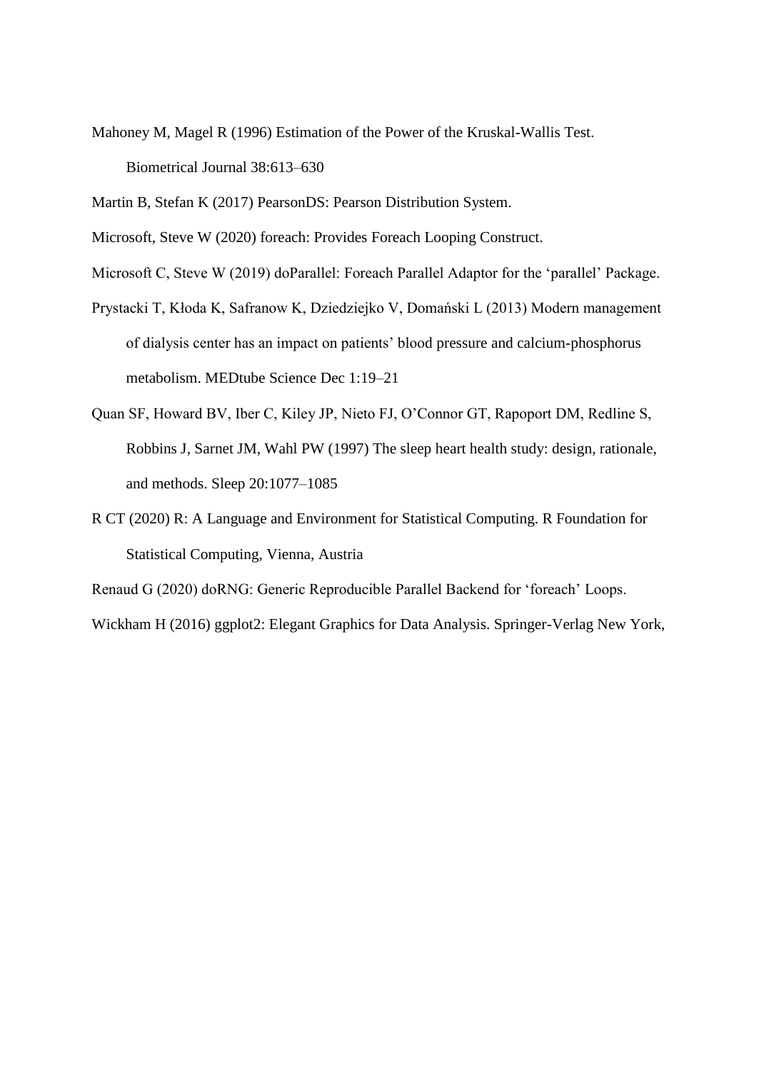Mahoney M, Magel R (1996) Estimation of the Power of the Kruskal-Wallis Test. Biometrical Journal 38:613–630

Martin B, Stefan K (2017) PearsonDS: Pearson Distribution System.

Microsoft, Steve W (2020) foreach: Provides Foreach Looping Construct.

Microsoft C, Steve W (2019) doParallel: Foreach Parallel Adaptor for the 'parallel' Package.

Prystacki T, Kłoda K, Safranow K, Dziedziejko V, Domański L (2013) Modern management of dialysis center has an impact on patients' blood pressure and calcium-phosphorus metabolism. MEDtube Science Dec 1:19–21

Quan SF, Howard BV, Iber C, Kiley JP, Nieto FJ, O'Connor GT, Rapoport DM, Redline S, Robbins J, Sarnet JM, Wahl PW (1997) The sleep heart health study: design, rationale, and methods. Sleep 20:1077–1085

R CT (2020) R: A Language and Environment for Statistical Computing. R Foundation for Statistical Computing, Vienna, Austria

Renaud G (2020) doRNG: Generic Reproducible Parallel Backend for 'foreach' Loops.

Wickham H (2016) ggplot2: Elegant Graphics for Data Analysis. Springer-Verlag New York,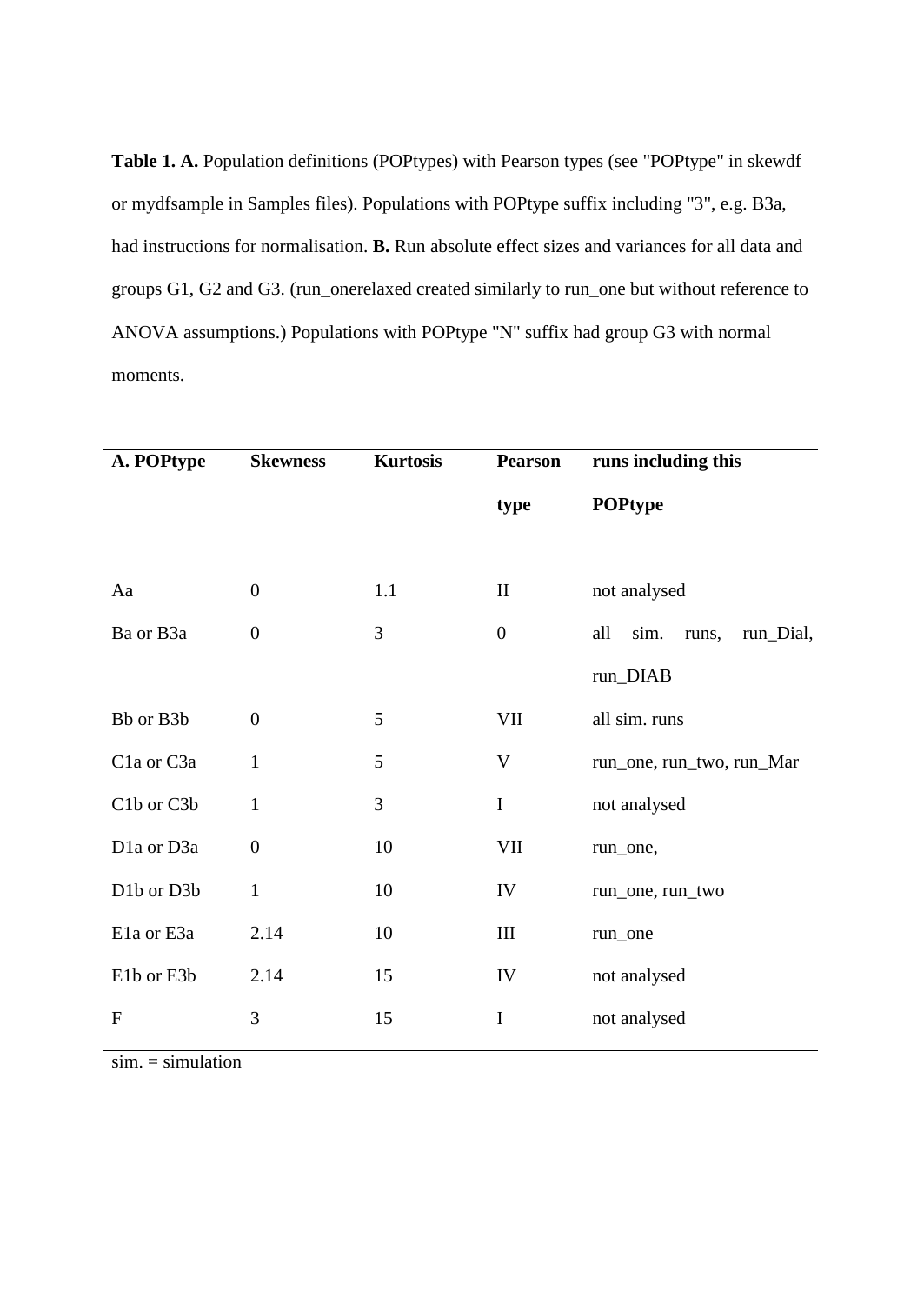**Table 1. A.** Population definitions (POPtypes) with Pearson types (see "POPtype" in skewdf or mydfsample in Samples files). Populations with POPtype suffix including "3", e.g. B3a, had instructions for normalisation. **B.** Run absolute effect sizes and variances for all data and groups G1, G2 and G3. (run_onerelaxed created similarly to run_one but without reference to ANOVA assumptions.) Populations with POPtype "N" suffix had group G3 with normal moments.

| A. POPtype | Skewness | Kurtosis | Pearson type | runs including this POPtype |
|---|---|---|---|---|
| Aa | 0 | 1.1 | II | not analysed |
| Ba or B3a | 0 | 3 | 0 | all sim. runs, run_Dial, run_DIAB |
| Bb or B3b | 0 | 5 | VII | all sim. runs |
| C1a or C3a | 1 | 5 | V | run_one, run_two, run_Mar |
| C1b or C3b | 1 | 3 | I | not analysed |
| D1a or D3a | 0 | 10 | VII | run_one, |
| D1b or D3b | 1 | 10 | IV | run_one, run_two |
| E1a or E3a | 2.14 | 10 | III | run_one |
| E1b or E3b | 2.14 | 15 | IV | not analysed |
| F | 3 | 15 | I | not analysed |

sim. = simulation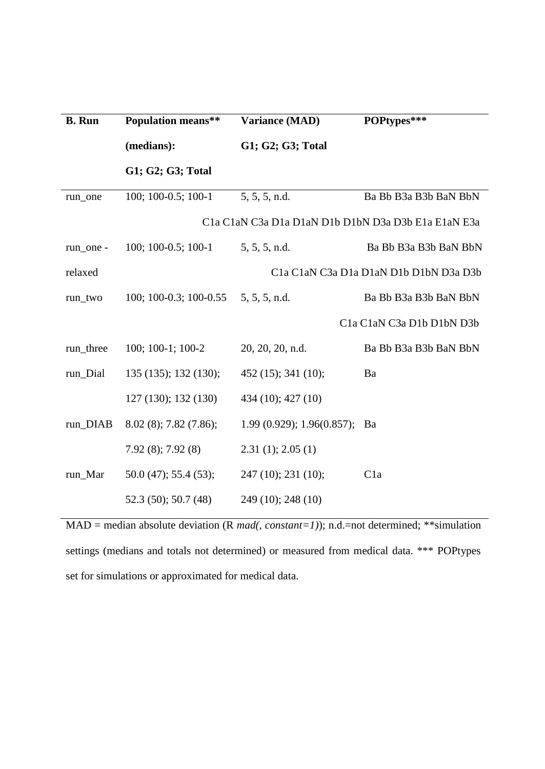| B. Run | Population means** (medians): G1; G2; G3; Total | Variance (MAD) G1; G2; G3; Total | POPtypes*** |
|---|---|---|---|
| run_one | 100; 100-0.5; 100-1 | 5, 5, 5, n.d. | Ba Bb B3a B3b BaN BbN C1a C1aN C3a D1a D1aN D1b D1bN D3a D3b E1a E1aN E3a |
| run_one - relaxed | 100; 100-0.5; 100-1 | 5, 5, 5, n.d. | Ba Bb B3a B3b BaN BbN C1a C1aN C3a D1a D1aN D1b D1bN D3a D3b |
| run_two | 100; 100-0.3; 100-0.55 | 5, 5, 5, n.d. | Ba Bb B3a B3b BaN BbN C1a C1aN C3a D1b D1bN D3b |
| run_three | 100; 100-1; 100-2 | 20, 20, 20, n.d. | Ba Bb B3a B3b BaN BbN |
| run_Dial | 135 (135); 132 (130); 127 (130); 132 (130) | 452 (15); 341 (10); 434 (10); 427 (10) | Ba |
| run_DIAB | 8.02 (8); 7.82 (7.86); 7.92 (8); 7.92 (8) | 1.99 (0.929); 1.96(0.857); 2.31 (1); 2.05 (1) | Ba |
| run_Mar | 50.0 (47); 55.4 (53); 52.3 (50); 50.7 (48) | 247 (10); 231 (10); 249 (10); 248 (10) | C1a |

MAD = median absolute deviation (R *mad(, constant=1)*); n.d.=not determined; **simulation settings (medians and totals not determined) or measured from medical data. *** POPtypes set for simulations or approximated for medical data.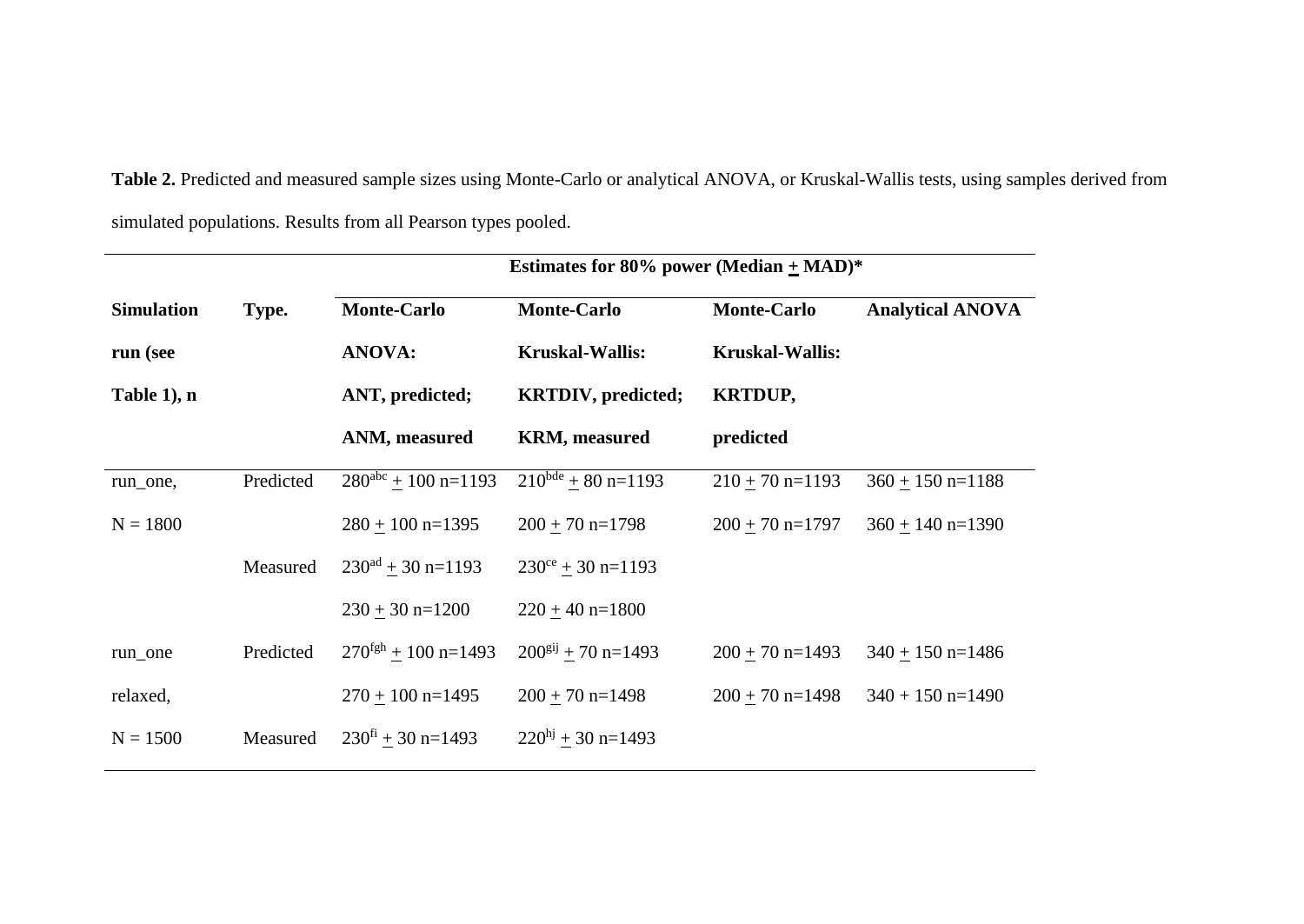**Table 2.** Predicted and measured sample sizes using Monte-Carlo or analytical ANOVA, or Kruskal-Wallis tests, using samples derived from simulated populations. Results from all Pearson types pooled.

| Simulation run (see Table 1), n | Type. | Estimates for 80% power (Median ± MAD)* | | | |
|---|---|---|---|---|---|
| | | **Monte-Carlo ANOVA: ANT, predicted; ANM, measured** | **Monte-Carlo Kruskal-Wallis: KRTDIV, predicted; KRM, measured** | **Monte-Carlo Kruskal-Wallis: KRTDUP, predicted** | **Analytical ANOVA** |
| run_one, N = 1800 | Predicted | $280^{abc}$ ± 100 n=1193 | $210^{bde}$ ± 80 n=1193 | 210 ± 70 n=1193 | 360 ± 150 n=1188 |
| | | 280 ± 100 n=1395 | 200 ± 70 n=1798 | 200 ± 70 n=1797 | 360 ± 140 n=1390 |
| | Measured | $230^{ad}$ ± 30 n=1193 | $230^{ce}$ ± 30 n=1193 | | |
| | | 230 ± 30 n=1200 | 220 ± 40 n=1800 | | |
| run_one relaxed, N = 1500 | Predicted | $270^{fgh}$ ± 100 n=1493 | $200^{gij}$ ± 70 n=1493 | 200 ± 70 n=1493 | 340 ± 150 n=1486 |
| | | 270 ± 100 n=1495 | 200 ± 70 n=1498 | 200 ± 70 n=1498 | 340 + 150 n=1490 |
| | Measured | $230^{fi}$ ± 30 n=1493 | $220^{hj}$ ± 30 n=1493 | | |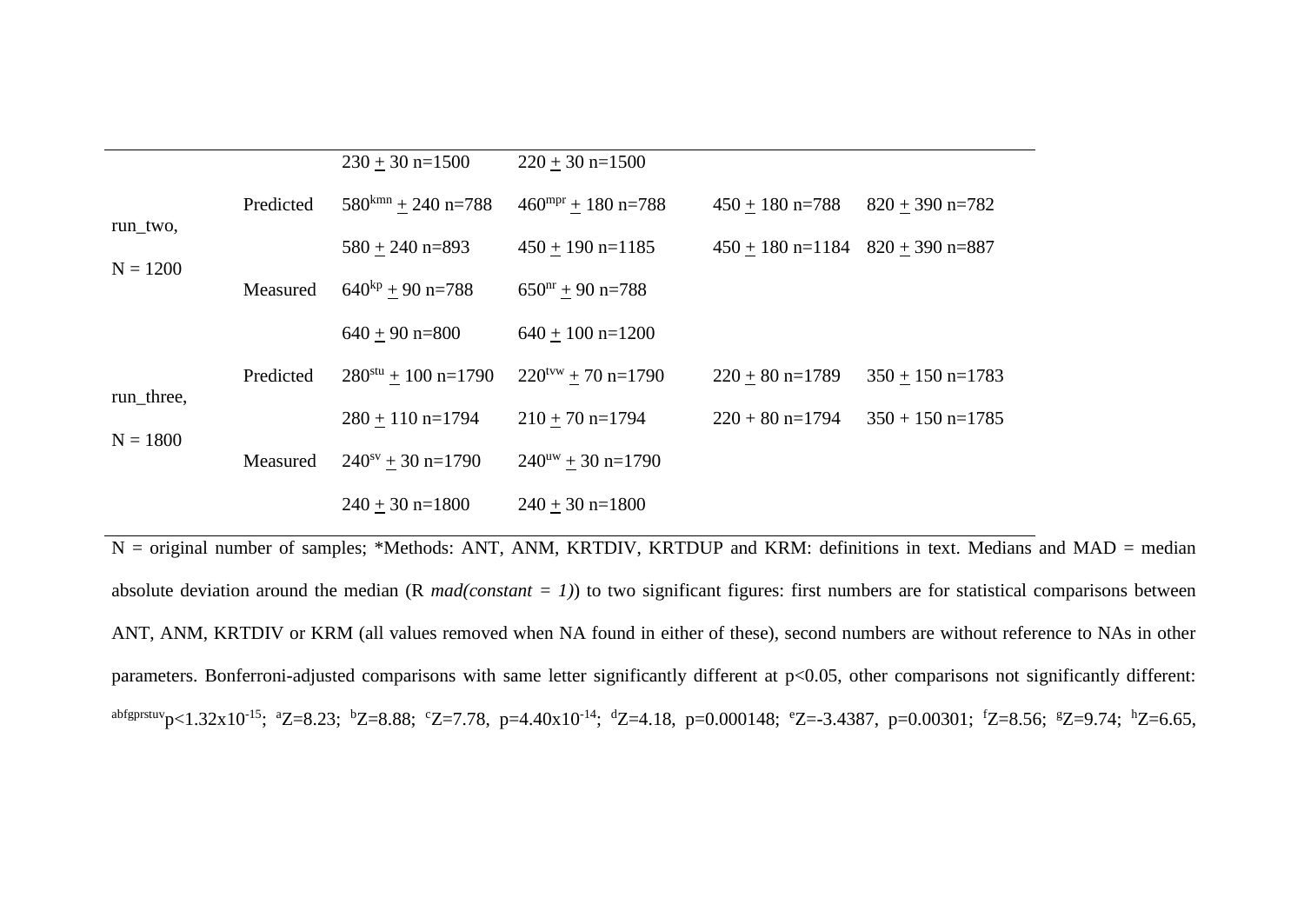| | | | | | |
|---|---|---|---|---|---|
| | | 230 ± 30 n=1500 | 220 ± 30 n=1500 | | |
| run_two, N = 1200 | Predicted | $580^{kmn}$ ± 240 n=788 | $460^{mpr}$ ± 180 n=788 | 450 ± 180 n=788 | 820 ± 390 n=782 |
| | | 580 ± 240 n=893 | 450 ± 190 n=1185 | 450 ± 180 n=1184 | 820 ± 390 n=887 |
| | Measured | $640^{kp}$ ± 90 n=788 | $650^{nr}$ ± 90 n=788 | | |
| | | 640 ± 90 n=800 | 640 ± 100 n=1200 | | |
| run_three, N = 1800 | Predicted | $280^{stu}$ ± 100 n=1790 | $220^{tvw}$ ± 70 n=1790 | 220 ± 80 n=1789 | 350 ± 150 n=1783 |
| | | 280 ± 110 n=1794 | 210 ± 70 n=1794 | 220 + 80 n=1794 | 350 + 150 n=1785 |
| | Measured | $240^{sv}$ ± 30 n=1790 | $240^{uw}$ ± 30 n=1790 | | |
| | | 240 ± 30 n=1800 | 240 ± 30 n=1800 | | |

N = original number of samples; *Methods: ANT, ANM, KRTDIV, KRTDUP and KRM: definitions in text. Medians and MAD = median absolute deviation around the median (R *mad(constant = 1)*) to two significant figures: first numbers are for statistical comparisons between ANT, ANM, KRTDIV or KRM (all values removed when NA found in either of these), second numbers are without reference to NAs in other parameters. Bonferroni-adjusted comparisons with same letter significantly different at $p<0.05$, other comparisons not significantly different: $^{abfgprstuv}p<1.32\times10^{-15}$; $^{a}Z=8.23$; $^{b}Z=8.88$; $^{c}Z=7.78$, $p=4.40\times10^{-14}$; $^{d}Z=4.18$, $p=0.000148$; $^{e}Z=-3.4387$, $p=0.00301$; $^{f}Z=8.56$; $^{g}Z=9.74$; $^{h}Z=6.65$,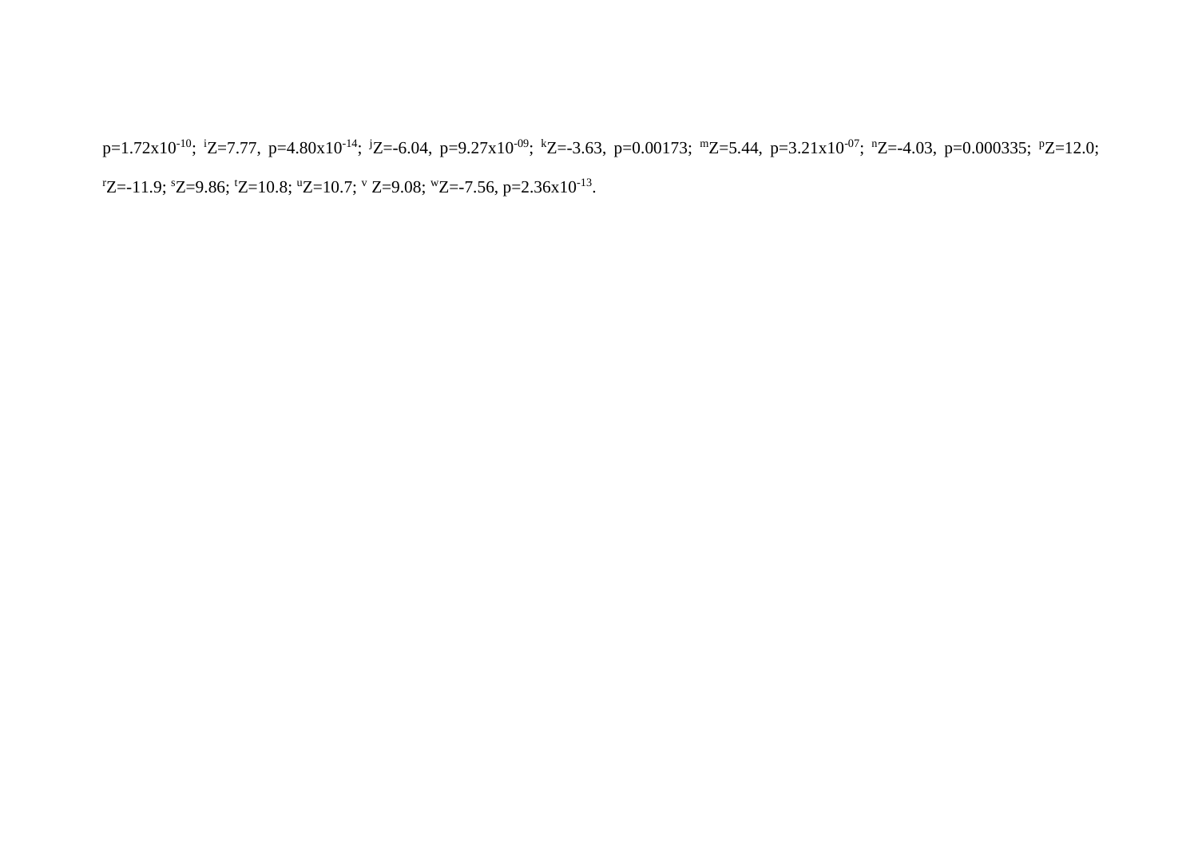$p=1.72 \times 10^{-10}$; [i]$Z=7.77$, $p=4.80 \times 10^{-14}$; [j]$Z=-6.04$, $p=9.27 \times 10^{-09}$; [k]$Z=-3.63$, $p=0.00173$; [m]$Z=5.44$, $p=3.21 \times 10^{-07}$; [n]$Z=-4.03$, $p=0.000335$; [p]$Z=12.0$; [r]$Z=-11.9$; [s]$Z=9.86$; [t]$Z=10.8$; [u]$Z=10.7$; [v] $Z=9.08$; [w]$Z=-7.56$, $p=2.36 \times 10^{-13}$.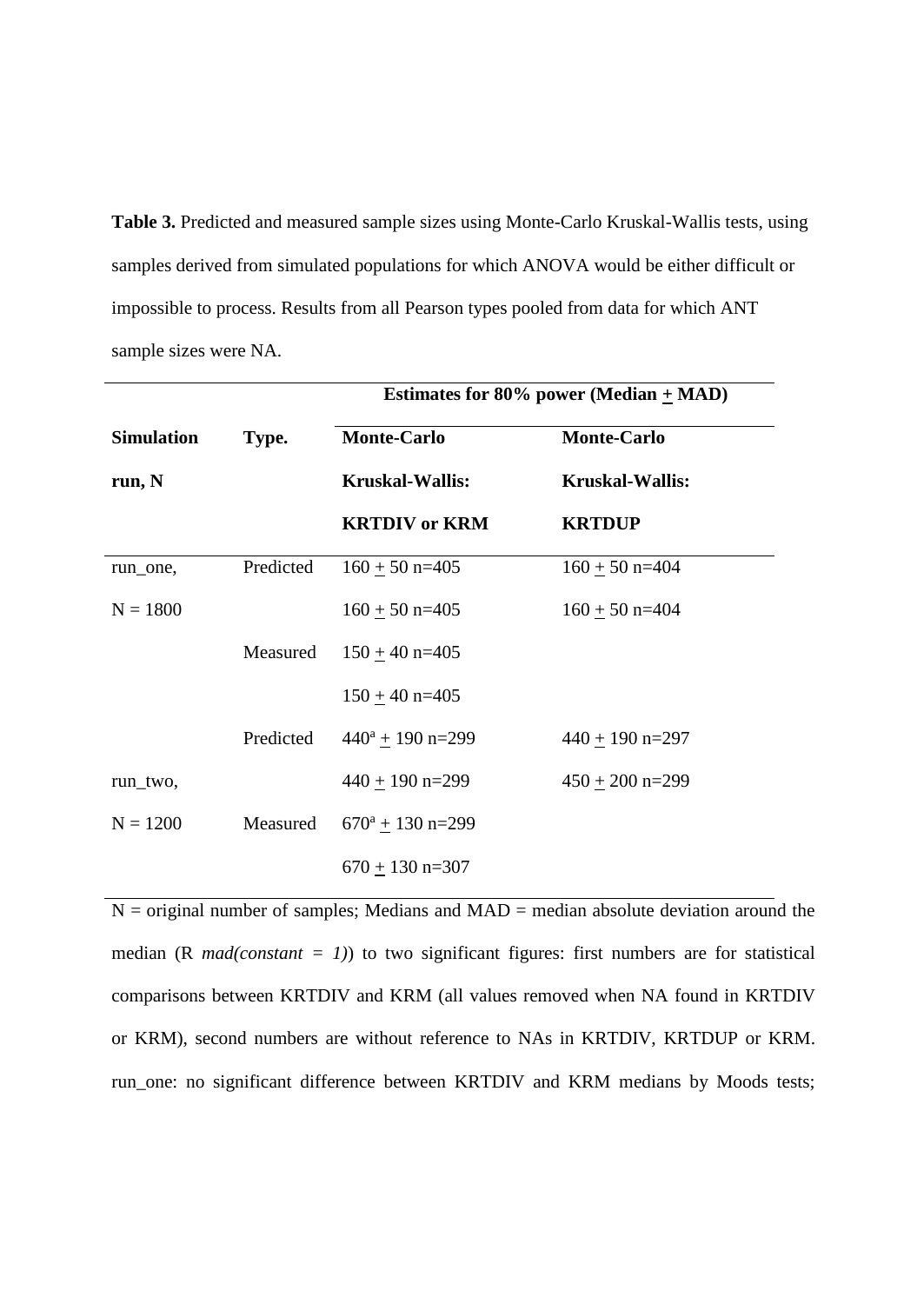**Table 3.** Predicted and measured sample sizes using Monte-Carlo Kruskal-Wallis tests, using samples derived from simulated populations for which ANOVA would be either difficult or impossible to process. Results from all Pearson types pooled from data for which ANT sample sizes were NA.

| | | Estimates for 80% power (Median $\pm$ MAD) | |
|---|---|---|---|
| **Simulation run, N** | **Type.** | **Monte-Carlo Kruskal-Wallis: KRTDIV or KRM** | **Monte-Carlo Kruskal-Wallis: KRTDUP** |
| run_one, N = 1800 | Predicted | 160 $\pm$ 50 n=405 | 160 $\pm$ 50 n=404 |
| | | 160 $\pm$ 50 n=405 | 160 $\pm$ 50 n=404 |
| | Measured | 150 $\pm$ 40 n=405 | |
| | | 150 $\pm$ 40 n=405 | |
| run_two, N = 1200 | Predicted | 440[a] $\pm$ 190 n=299 | 440 $\pm$ 190 n=297 |
| | | 440 $\pm$ 190 n=299 | 450 $\pm$ 200 n=299 |
| | Measured | 670[a] $\pm$ 130 n=299 | |
| | | 670 $\pm$ 130 n=307 | |

N = original number of samples; Medians and MAD = median absolute deviation around the median (R *mad(constant = 1)*) to two significant figures: first numbers are for statistical comparisons between KRTDIV and KRM (all values removed when NA found in KRTDIV or KRM), second numbers are without reference to NAs in KRTDIV, KRTDUP or KRM. run_one: no significant difference between KRTDIV and KRM medians by Moods tests;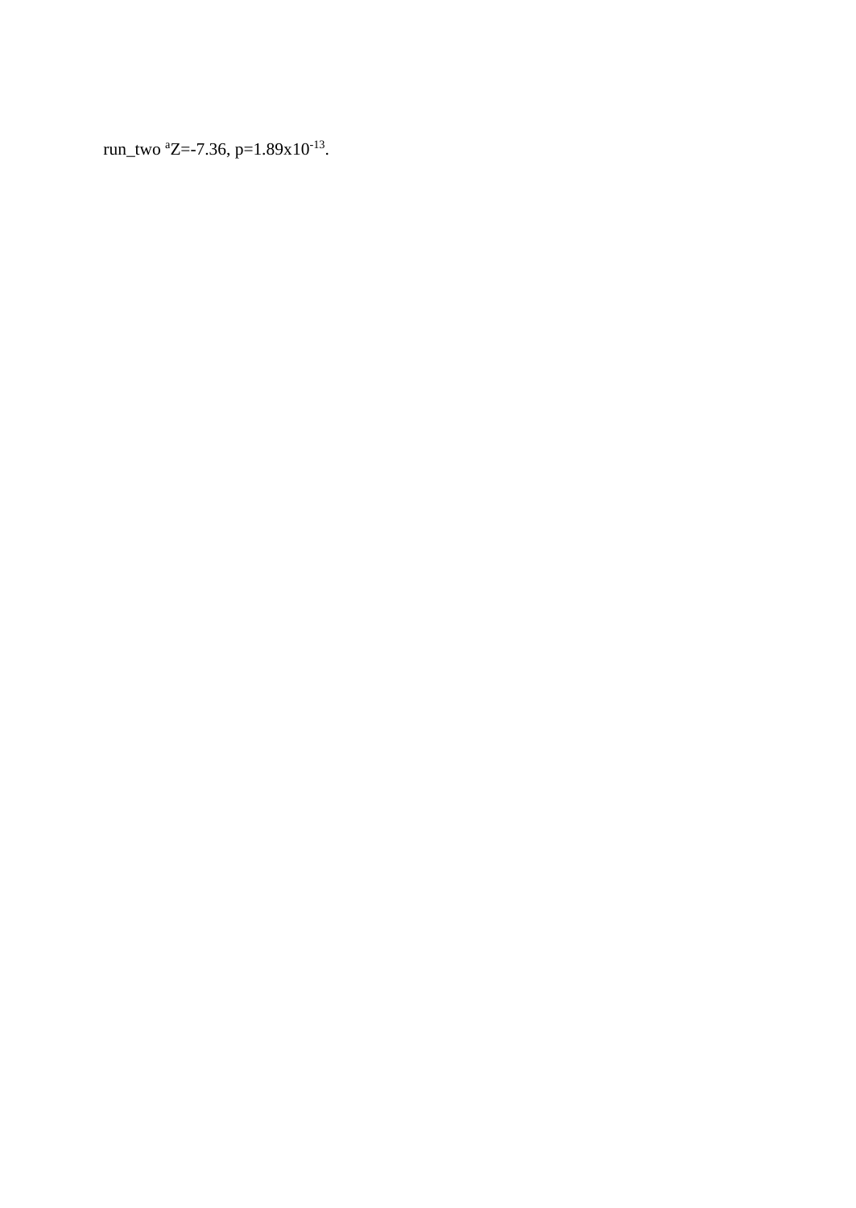run_two [a]$Z=-7.36$, $p=1.89\text{x}10^{-13}$.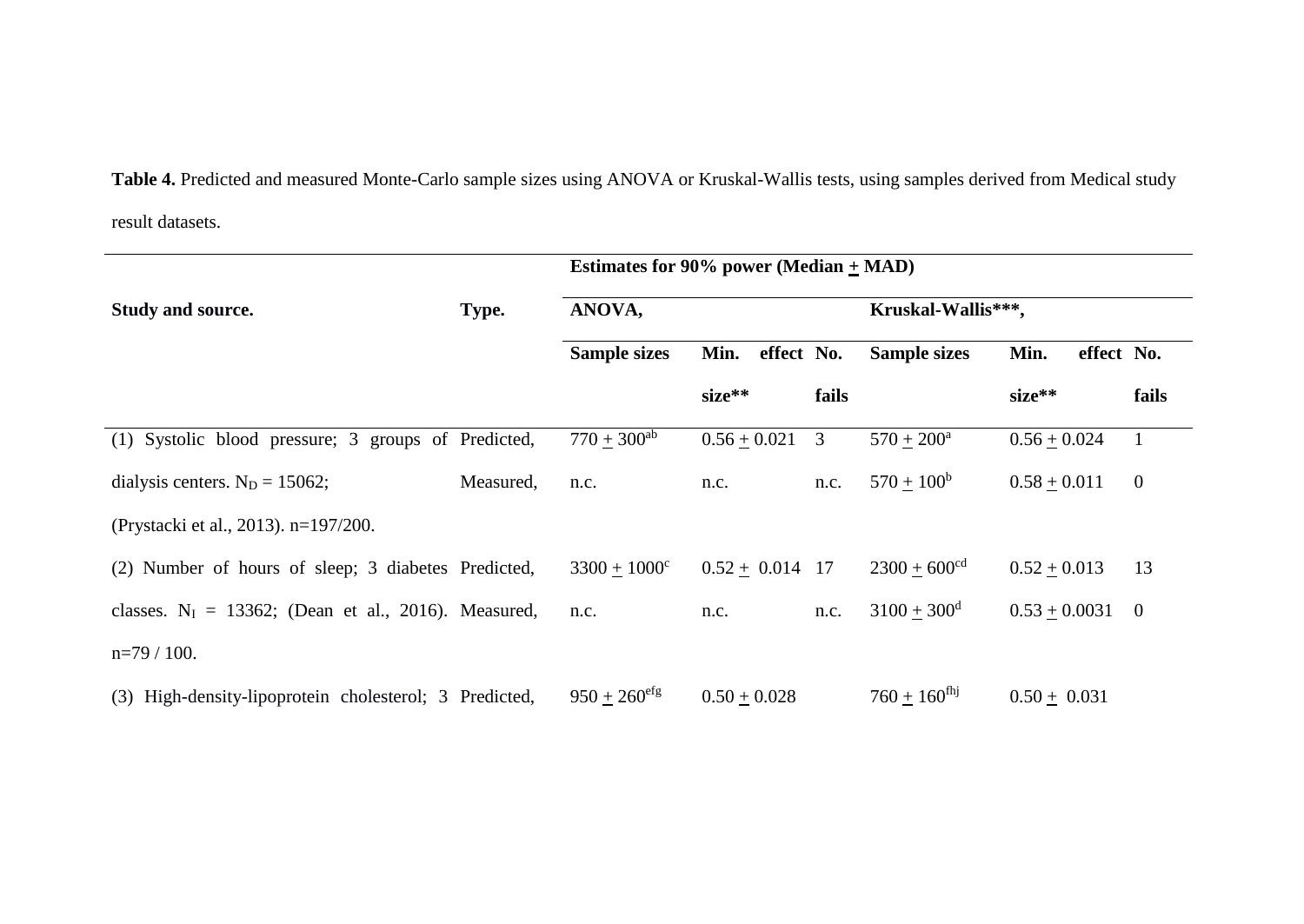**Table 4.** Predicted and measured Monte-Carlo sample sizes using ANOVA or Kruskal-Wallis tests, using samples derived from Medical study result datasets.

| Study and source. | Type. | Estimates for 90% power (Median ± MAD) | | | | | |
|---|---|---|---|---|---|---|---|
| | | ANOVA, | | | Kruskal-Wallis***, | | |
| | | Sample sizes | Min. effect size** | No. fails | Sample sizes | Min. effect size** | No. fails |
| (1) Systolic blood pressure; 3 groups of dialysis centers. $N_D = 15062$; (Prystacki et al., 2013). n=197/200. | Predicted, | 770 ± 300[ab] | 0.56 ± 0.021 | 3 | 570 ± 200[a] | 0.56 ± 0.024 | 1 |
| | Measured, | n.c. | n.c. | n.c. | 570 ± 100[b] | 0.58 ± 0.011 | 0 |
| (2) Number of hours of sleep; 3 diabetes classes. $N_I$ = 13362; (Dean et al., 2016). n=79 / 100. | Predicted, | 3300 ± 1000[c] | 0.52 ± 0.014 | 17 | 2300 ± 600[cd] | 0.52 ± 0.013 | 13 |
| | Measured, | n.c. | n.c. | n.c. | 3100 ± 300[d] | 0.53 ± 0.0031 | 0 |
| (3) High-density-lipoprotein cholesterol; 3 | Predicted, | 950 ± 260[efg] | 0.50 ± 0.028 | | 760 ± 160[fhj] | 0.50 ± 0.031 | |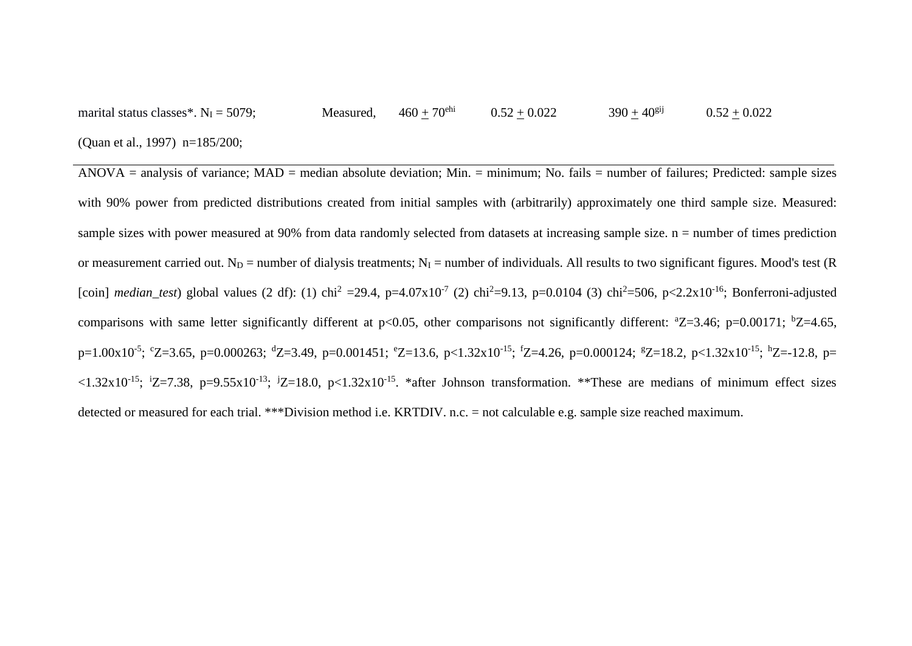| | | | | | |
|---|---|---|---|---|---|
| marital status classes*. $N_I$ = 5079; (Quan et al., 1997) n=185/200; | Measured, | 460 ± 70[ehi] | 0.52 ± 0.022 | 390 ± 40[gij] | 0.52 ± 0.022 |

ANOVA = analysis of variance; MAD = median absolute deviation; Min. = minimum; No. fails = number of failures; Predicted: sample sizes with 90% power from predicted distributions created from initial samples with (arbitrarily) approximately one third sample size. Measured: sample sizes with power measured at 90% from data randomly selected from datasets at increasing sample size. n = number of times prediction or measurement carried out. $N_D$ = number of dialysis treatments; $N_I$ = number of individuals. All results to two significant figures. Mood's test (R [coin] *median_test*) global values (2 df): (1) $chi^2$ =29.4, $p=4.07 \times 10^{-7}$ (2) $chi^2$=9.13, p=0.0104 (3) $chi^2$=506, $p<2.2 \times 10^{-16}$; Bonferroni-adjusted comparisons with same letter significantly different at $p<0.05$, other comparisons not significantly different: [a]Z=3.46; p=0.00171; [b]Z=4.65, $p=1.00 \times 10^{-5}$; [c]Z=3.65, p=0.000263; [d]Z=3.49, p=0.001451; [e]Z=13.6, $p<1.32 \times 10^{-15}$; [f]Z=4.26, p=0.000124; [g]Z=18.2, $p<1.32 \times 10^{-15}$; [h]Z=-12.8, p= $<1.32 \times 10^{-15}$; [i]Z=7.38, $p=9.55 \times 10^{-13}$; [j]Z=18.0, $p<1.32 \times 10^{-15}$. *after Johnson transformation. **These are medians of minimum effect sizes detected or measured for each trial. ***Division method i.e. KRTDIV. n.c. = not calculable e.g. sample size reached maximum.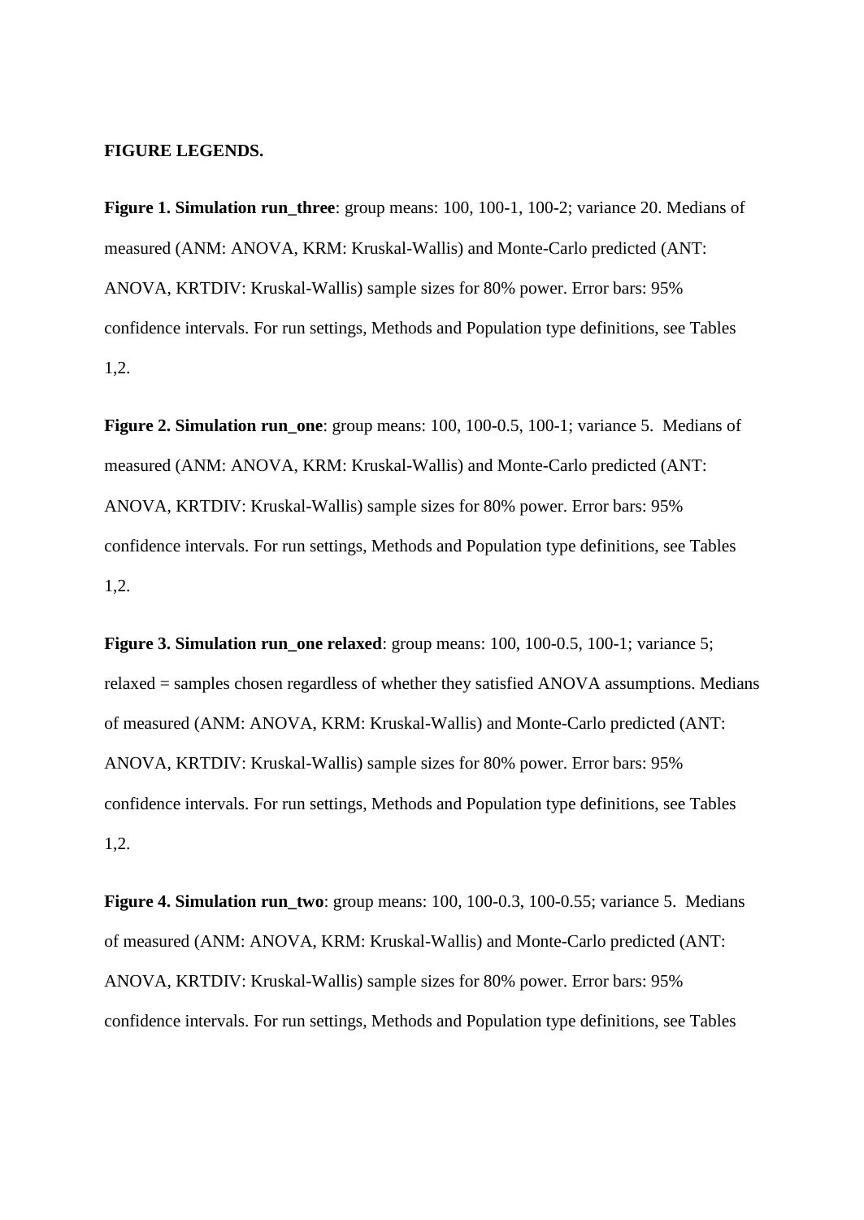**FIGURE LEGENDS.**

**Figure 1. Simulation run_three**: group means: 100, 100-1, 100-2; variance 20. Medians of measured (ANM: ANOVA, KRM: Kruskal-Wallis) and Monte-Carlo predicted (ANT: ANOVA, KRTDIV: Kruskal-Wallis) sample sizes for 80% power. Error bars: 95% confidence intervals. For run settings, Methods and Population type definitions, see Tables 1,2.

**Figure 2. Simulation run_one**: group means: 100, 100-0.5, 100-1; variance 5. Medians of measured (ANM: ANOVA, KRM: Kruskal-Wallis) and Monte-Carlo predicted (ANT: ANOVA, KRTDIV: Kruskal-Wallis) sample sizes for 80% power. Error bars: 95% confidence intervals. For run settings, Methods and Population type definitions, see Tables 1,2.

**Figure 3. Simulation run_one relaxed**: group means: 100, 100-0.5, 100-1; variance 5; relaxed = samples chosen regardless of whether they satisfied ANOVA assumptions. Medians of measured (ANM: ANOVA, KRM: Kruskal-Wallis) and Monte-Carlo predicted (ANT: ANOVA, KRTDIV: Kruskal-Wallis) sample sizes for 80% power. Error bars: 95% confidence intervals. For run settings, Methods and Population type definitions, see Tables 1,2.

**Figure 4. Simulation run_two**: group means: 100, 100-0.3, 100-0.55; variance 5. Medians of measured (ANM: ANOVA, KRM: Kruskal-Wallis) and Monte-Carlo predicted (ANT: ANOVA, KRTDIV: Kruskal-Wallis) sample sizes for 80% power. Error bars: 95% confidence intervals. For run settings, Methods and Population type definitions, see Tables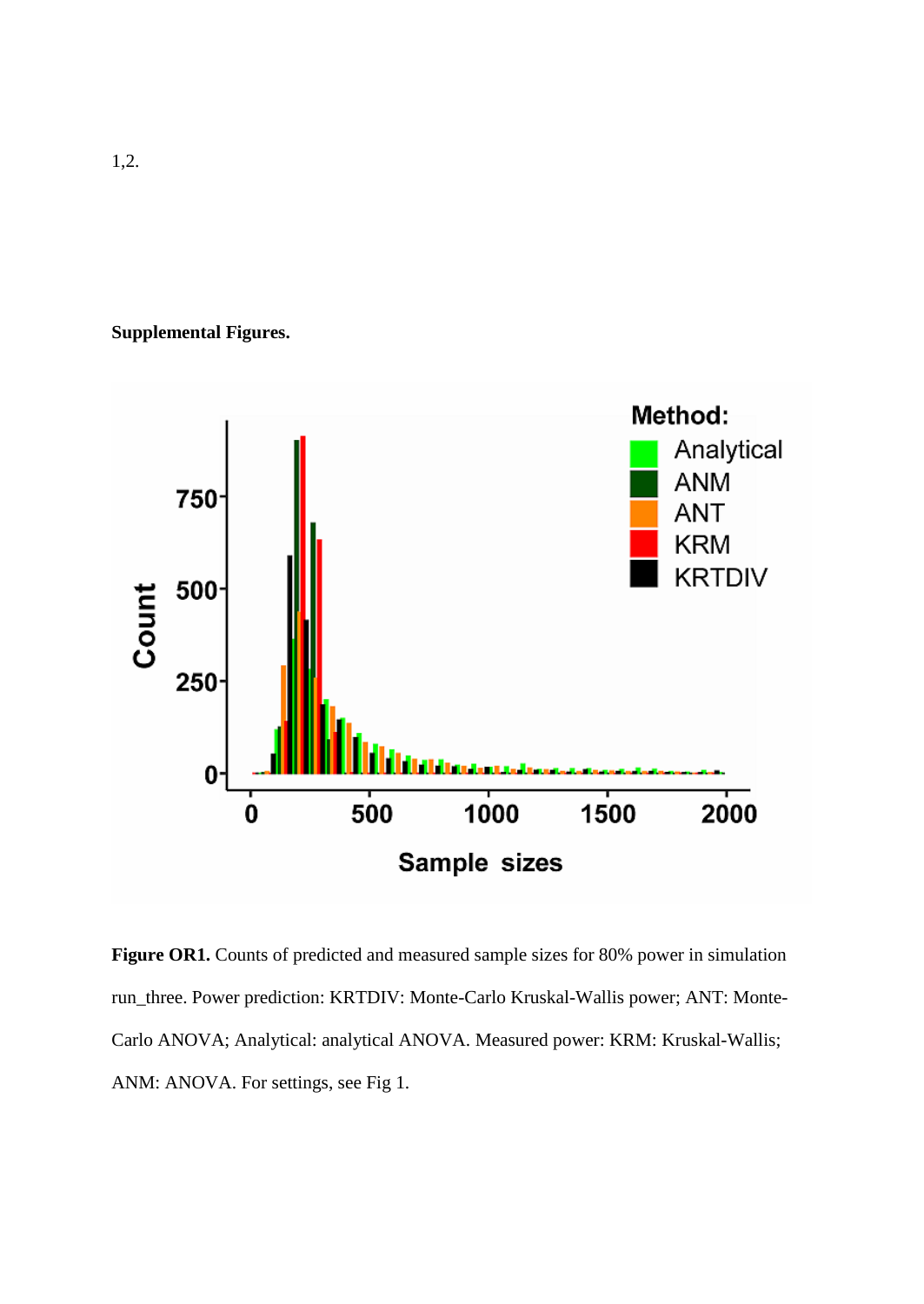1,2.

**Supplemental Figures.**

**Figure OR1.** Counts of predicted and measured sample sizes for 80% power in simulation run_three. Power prediction: KRTDIV: Monte-Carlo Kruskal-Wallis power; ANT: Monte-Carlo ANOVA; Analytical: analytical ANOVA. Measured power: KRM: Kruskal-Wallis; ANM: ANOVA. For settings, see Fig 1.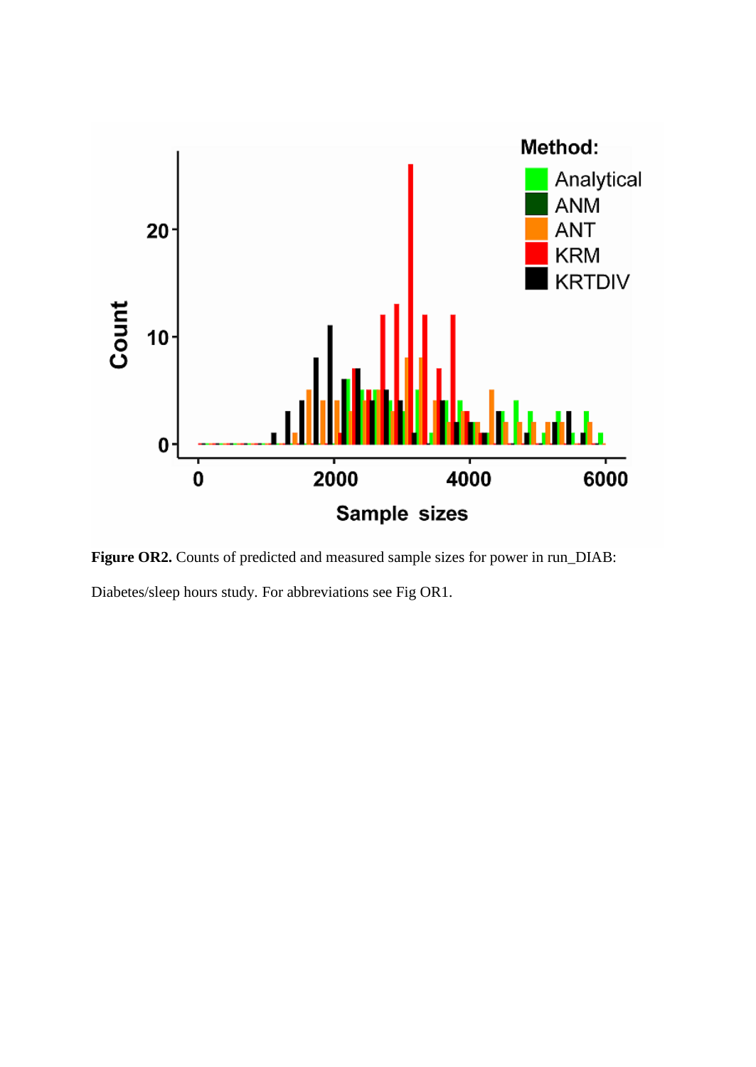**Figure OR2.** Counts of predicted and measured sample sizes for power in run_DIAB: Diabetes/sleep hours study. For abbreviations see Fig OR1.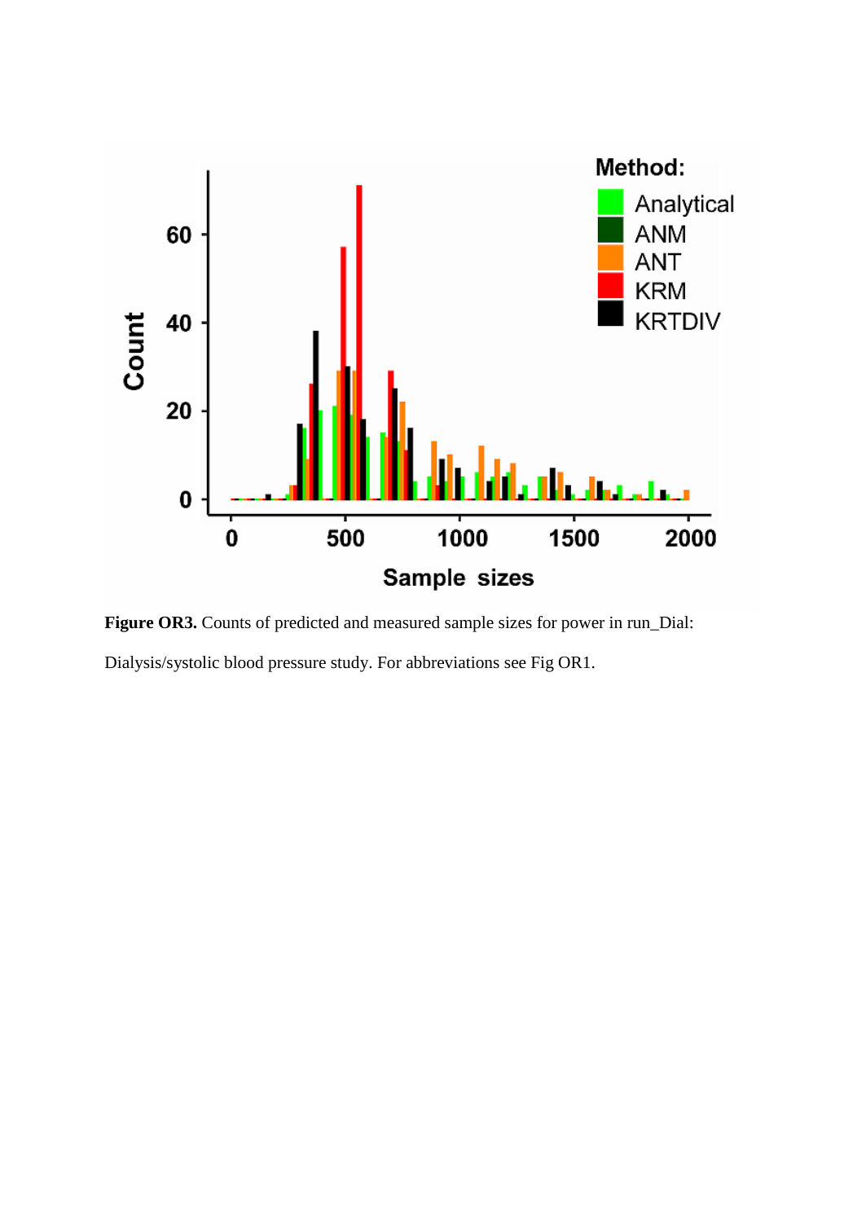**Figure OR3.** Counts of predicted and measured sample sizes for power in run_Dial: Dialysis/systolic blood pressure study. For abbreviations see Fig OR1.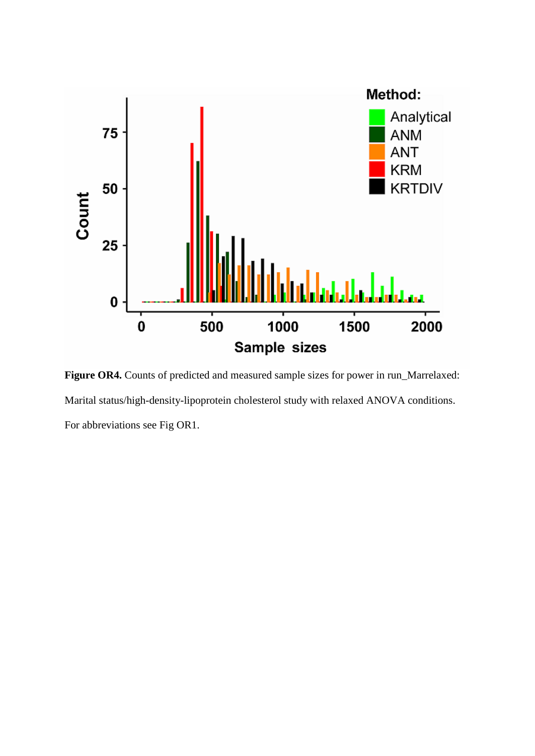**Figure OR4.** Counts of predicted and measured sample sizes for power in run_Marrelaxed: Marital status/high-density-lipoprotein cholesterol study with relaxed ANOVA conditions. For abbreviations see Fig OR1.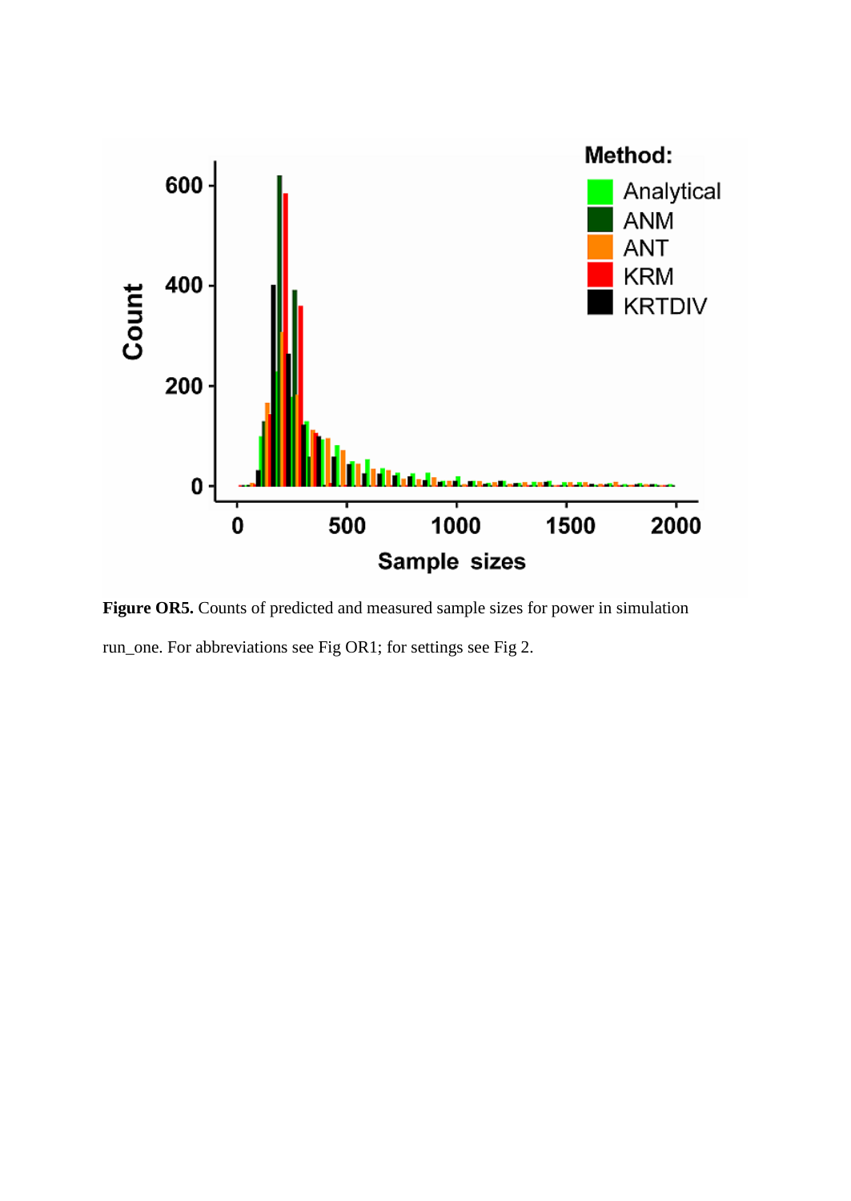**Figure OR5.** Counts of predicted and measured sample sizes for power in simulation run_one. For abbreviations see Fig OR1; for settings see Fig 2.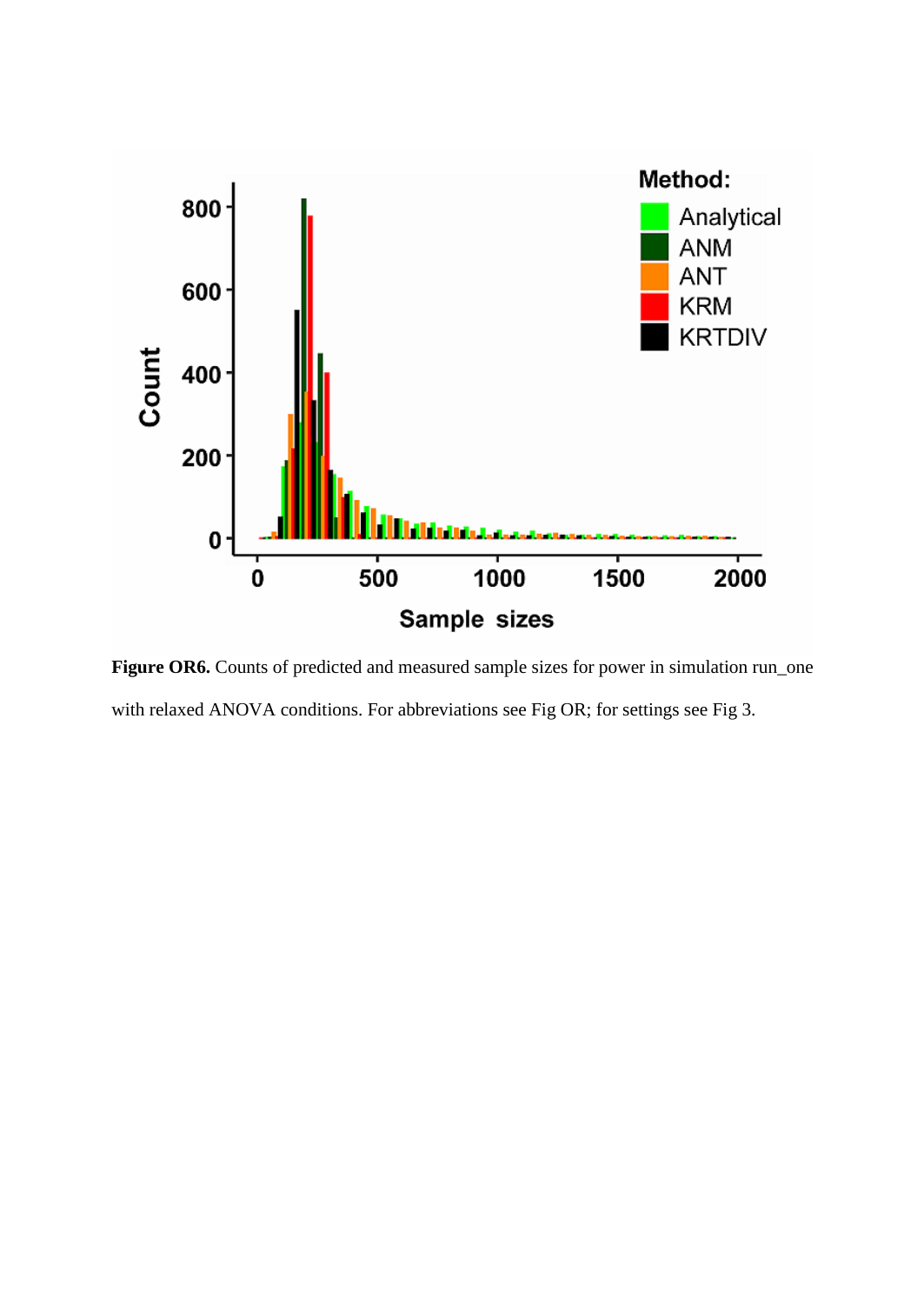**Figure OR6.** Counts of predicted and measured sample sizes for power in simulation run_one with relaxed ANOVA conditions. For abbreviations see Fig OR; for settings see Fig 3.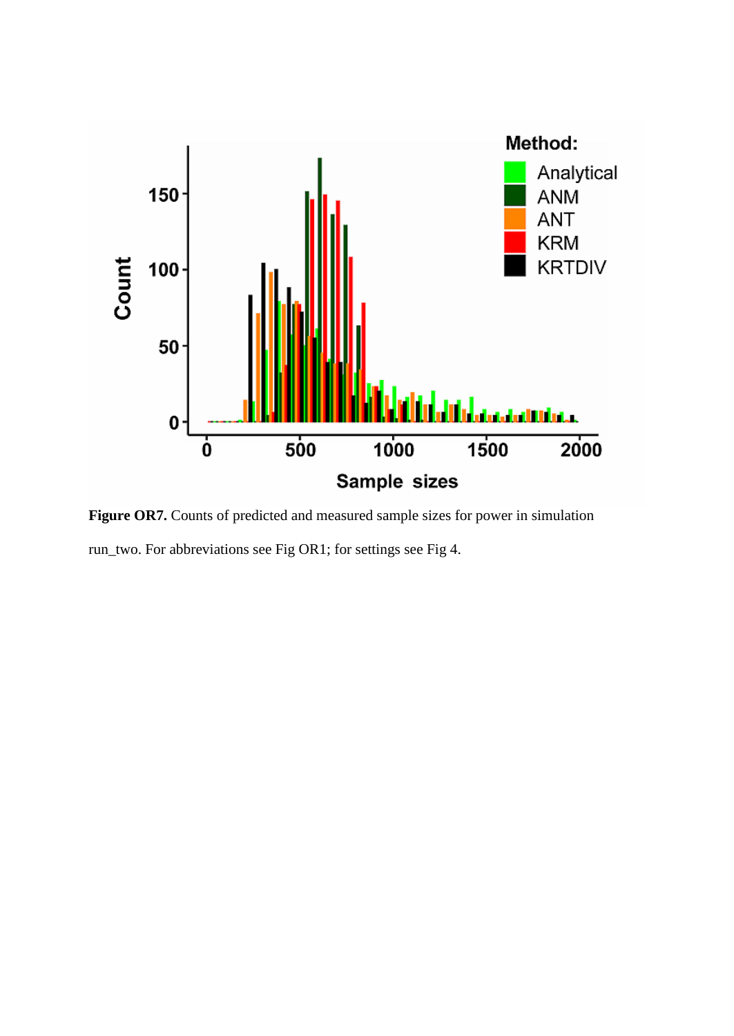Method:

Analytical

ANM

ANT

KRM

KRTDIV

Count

150

100

50

0

0

500

1000

1500

2000

Sample sizes

**Figure OR7.** Counts of predicted and measured sample sizes for power in simulation run_two. For abbreviations see Fig OR1; for settings see Fig 4.